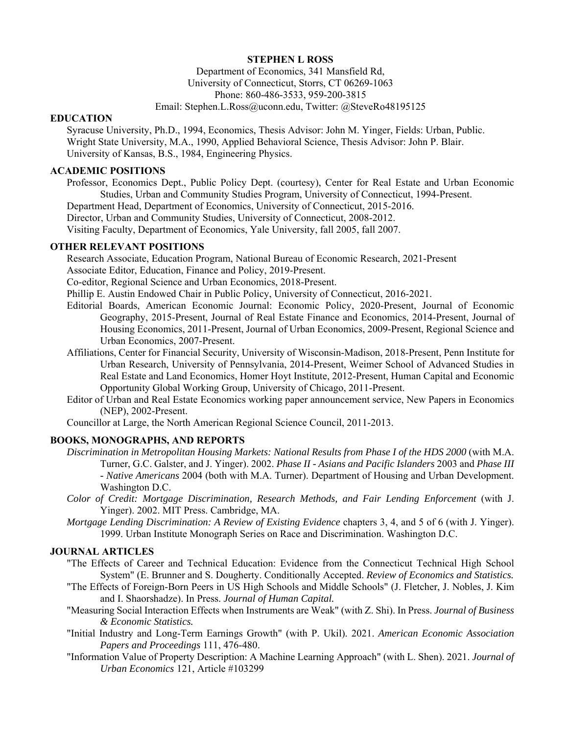**STEPHEN L ROSS**

Department of Economics, 341 Mansfield Rd,
University of Connecticut, Storrs, CT 06269-1063
Phone: 860-486-3533, 959-200-3815
Email: Stephen.L.Ross@uconn.edu, Twitter: @SteveRo48195125

## EDUCATION

Syracuse University, Ph.D., 1994, Economics, Thesis Advisor: John M. Yinger, Fields: Urban, Public.
Wright State University, M.A., 1990, Applied Behavioral Science, Thesis Advisor: John P. Blair.
University of Kansas, B.S., 1984, Engineering Physics.

## ACADEMIC POSITIONS

Professor, Economics Dept., Public Policy Dept. (courtesy), Center for Real Estate and Urban Economic Studies, Urban and Community Studies Program, University of Connecticut, 1994-Present.
Department Head, Department of Economics, University of Connecticut, 2015-2016.
Director, Urban and Community Studies, University of Connecticut, 2008-2012.
Visiting Faculty, Department of Economics, Yale University, fall 2005, fall 2007.

## OTHER RELEVANT POSITIONS

Research Associate, Education Program, National Bureau of Economic Research, 2021-Present
Associate Editor, Education, Finance and Policy, 2019-Present.
Co-editor, Regional Science and Urban Economics, 2018-Present.
Phillip E. Austin Endowed Chair in Public Policy, University of Connecticut, 2016-2021.
Editorial Boards, American Economic Journal: Economic Policy, 2020-Present, Journal of Economic Geography, 2015-Present, Journal of Real Estate Finance and Economics, 2014-Present, Journal of Housing Economics, 2011-Present, Journal of Urban Economics, 2009-Present, Regional Science and Urban Economics, 2007-Present.
Affiliations, Center for Financial Security, University of Wisconsin-Madison, 2018-Present, Penn Institute for Urban Research, University of Pennsylvania, 2014-Present, Weimer School of Advanced Studies in Real Estate and Land Economics, Homer Hoyt Institute, 2012-Present, Human Capital and Economic Opportunity Global Working Group, University of Chicago, 2011-Present.
Editor of Urban and Real Estate Economics working paper announcement service, New Papers in Economics (NEP), 2002-Present.
Councillor at Large, the North American Regional Science Council, 2011-2013.

## BOOKS, MONOGRAPHS, AND REPORTS

*Discrimination in Metropolitan Housing Markets: National Results from Phase I of the HDS 2000* (with M.A. Turner, G.C. Galster, and J. Yinger). 2002. *Phase II - Asians and Pacific Islanders* 2003 and *Phase III - Native Americans* 2004 (both with M.A. Turner). Department of Housing and Urban Development. Washington D.C.

*Color of Credit: Mortgage Discrimination, Research Methods, and Fair Lending Enforcement* (with J. Yinger). 2002. MIT Press. Cambridge, MA.

*Mortgage Lending Discrimination: A Review of Existing Evidence* chapters 3, 4, and 5 of 6 (with J. Yinger). 1999. Urban Institute Monograph Series on Race and Discrimination. Washington D.C.

## JOURNAL ARTICLES

"The Effects of Career and Technical Education: Evidence from the Connecticut Technical High School System" (E. Brunner and S. Dougherty. Conditionally Accepted. *Review of Economics and Statistics.*

"The Effects of Foreign-Born Peers in US High Schools and Middle Schools" (J. Fletcher, J. Nobles, J. Kim and I. Shaorshadze). In Press. *Journal of Human Capital.*

"Measuring Social Interaction Effects when Instruments are Weak" (with Z. Shi). In Press. *Journal of Business & Economic Statistics.*

"Initial Industry and Long-Term Earnings Growth" (with P. Ukil). 2021. *American Economic Association Papers and Proceedings* 111, 476-480.

"Information Value of Property Description: A Machine Learning Approach" (with L. Shen). 2021. *Journal of Urban Economics* 121, Article #103299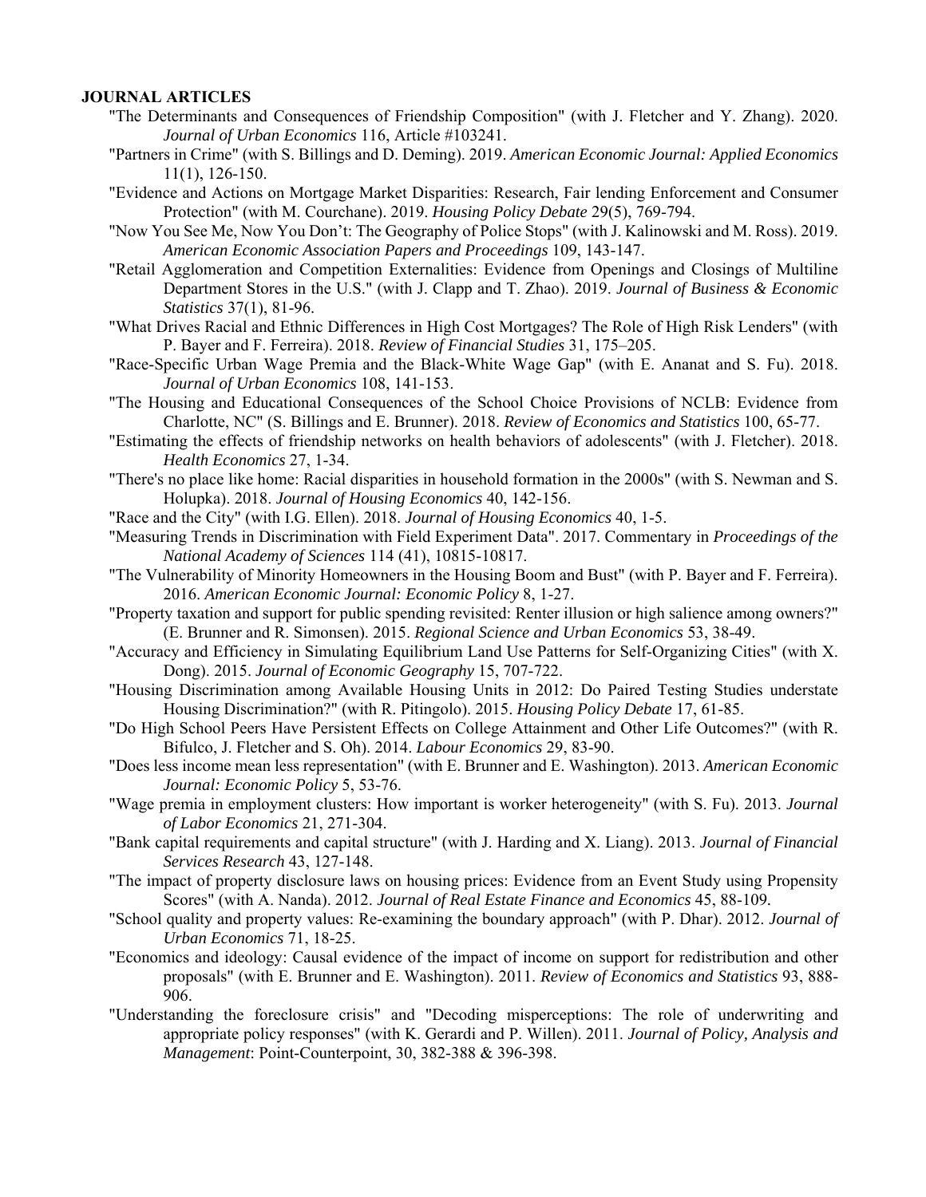**JOURNAL ARTICLES**

"The Determinants and Consequences of Friendship Composition" (with J. Fletcher and Y. Zhang). 2020. *Journal of Urban Economics* 116, Article #103241.

"Partners in Crime" (with S. Billings and D. Deming). 2019. *American Economic Journal: Applied Economics* 11(1), 126-150.

"Evidence and Actions on Mortgage Market Disparities: Research, Fair lending Enforcement and Consumer Protection" (with M. Courchane). 2019. *Housing Policy Debate* 29(5), 769-794.

"Now You See Me, Now You Don't: The Geography of Police Stops" (with J. Kalinowski and M. Ross). 2019. *American Economic Association Papers and Proceedings* 109, 143-147.

"Retail Agglomeration and Competition Externalities: Evidence from Openings and Closings of Multiline Department Stores in the U.S." (with J. Clapp and T. Zhao). 2019. *Journal of Business & Economic Statistics* 37(1), 81-96.

"What Drives Racial and Ethnic Differences in High Cost Mortgages? The Role of High Risk Lenders" (with P. Bayer and F. Ferreira). 2018. *Review of Financial Studies* 31, 175–205.

"Race-Specific Urban Wage Premia and the Black-White Wage Gap" (with E. Ananat and S. Fu). 2018. *Journal of Urban Economics* 108, 141-153.

"The Housing and Educational Consequences of the School Choice Provisions of NCLB: Evidence from Charlotte, NC" (S. Billings and E. Brunner). 2018. *Review of Economics and Statistics* 100, 65-77.

"Estimating the effects of friendship networks on health behaviors of adolescents" (with J. Fletcher). 2018. *Health Economics* 27, 1-34.

"There's no place like home: Racial disparities in household formation in the 2000s" (with S. Newman and S. Holupka). 2018. *Journal of Housing Economics* 40, 142-156.

"Race and the City" (with I.G. Ellen). 2018. *Journal of Housing Economics* 40, 1-5.

"Measuring Trends in Discrimination with Field Experiment Data". 2017. Commentary in *Proceedings of the National Academy of Sciences* 114 (41), 10815-10817.

"The Vulnerability of Minority Homeowners in the Housing Boom and Bust" (with P. Bayer and F. Ferreira). 2016. *American Economic Journal: Economic Policy* 8, 1-27.

"Property taxation and support for public spending revisited: Renter illusion or high salience among owners?" (E. Brunner and R. Simonsen). 2015. *Regional Science and Urban Economics* 53, 38-49.

"Accuracy and Efficiency in Simulating Equilibrium Land Use Patterns for Self-Organizing Cities" (with X. Dong). 2015. *Journal of Economic Geography* 15, 707-722.

"Housing Discrimination among Available Housing Units in 2012: Do Paired Testing Studies understate Housing Discrimination?" (with R. Pitingolo). 2015. *Housing Policy Debate* 17, 61-85.

"Do High School Peers Have Persistent Effects on College Attainment and Other Life Outcomes?" (with R. Bifulco, J. Fletcher and S. Oh). 2014. *Labour Economics* 29, 83-90.

"Does less income mean less representation" (with E. Brunner and E. Washington). 2013. *American Economic Journal: Economic Policy* 5, 53-76.

"Wage premia in employment clusters: How important is worker heterogeneity" (with S. Fu). 2013. *Journal of Labor Economics* 21, 271-304.

"Bank capital requirements and capital structure" (with J. Harding and X. Liang). 2013. *Journal of Financial Services Research* 43, 127-148.

"The impact of property disclosure laws on housing prices: Evidence from an Event Study using Propensity Scores" (with A. Nanda). 2012. *Journal of Real Estate Finance and Economics* 45, 88-109.

"School quality and property values: Re-examining the boundary approach" (with P. Dhar). 2012. *Journal of Urban Economics* 71, 18-25.

"Economics and ideology: Causal evidence of the impact of income on support for redistribution and other proposals" (with E. Brunner and E. Washington). 2011. *Review of Economics and Statistics* 93, 888-906.

"Understanding the foreclosure crisis" and "Decoding misperceptions: The role of underwriting and appropriate policy responses" (with K. Gerardi and P. Willen). 2011. *Journal of Policy, Analysis and Management*: Point-Counterpoint, 30, 382-388 & 396-398.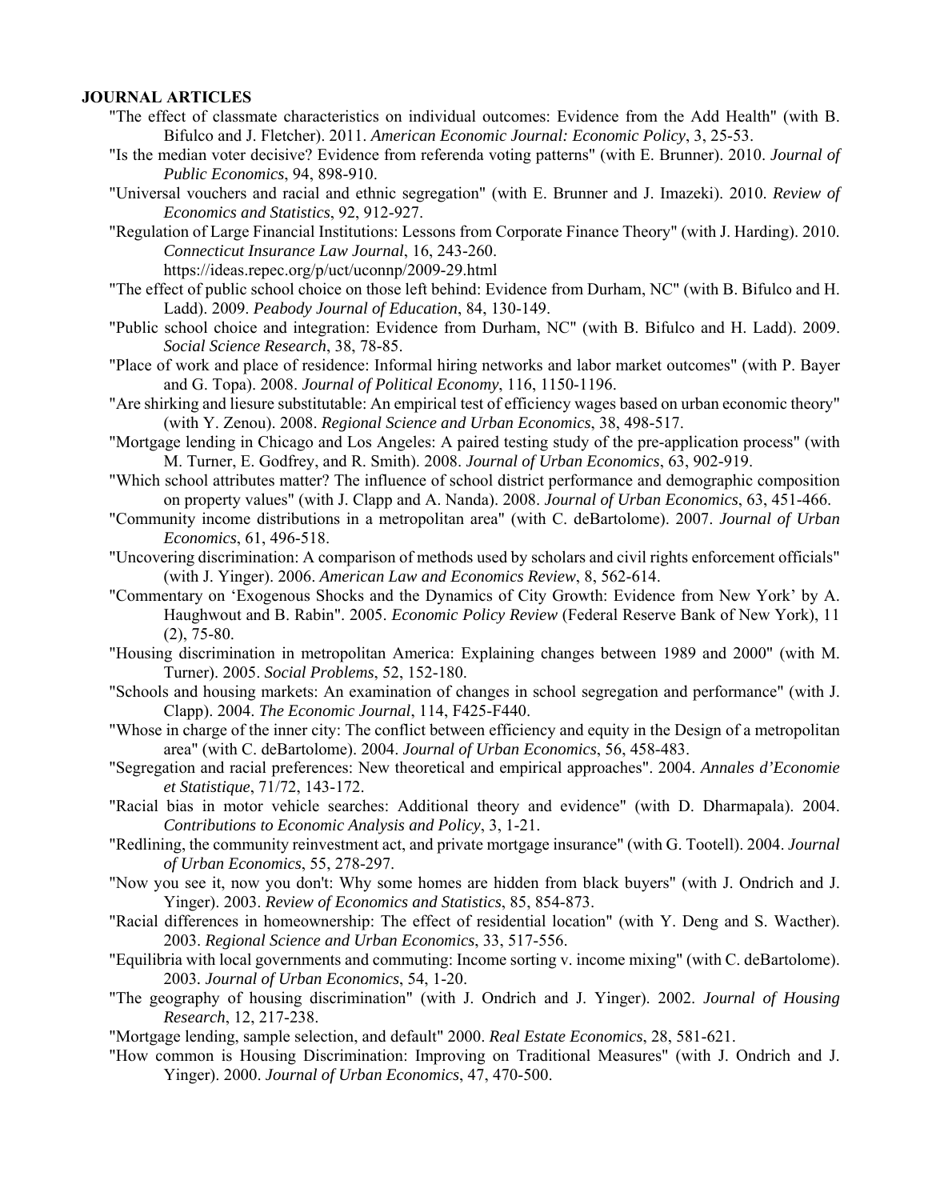**JOURNAL ARTICLES**

"The effect of classmate characteristics on individual outcomes: Evidence from the Add Health" (with B. Bifulco and J. Fletcher). 2011. *American Economic Journal: Economic Policy*, 3, 25-53.

"Is the median voter decisive? Evidence from referenda voting patterns" (with E. Brunner). 2010. *Journal of Public Economics*, 94, 898-910.

"Universal vouchers and racial and ethnic segregation" (with E. Brunner and J. Imazeki). 2010. *Review of Economics and Statistics*, 92, 912-927.

"Regulation of Large Financial Institutions: Lessons from Corporate Finance Theory" (with J. Harding). 2010. *Connecticut Insurance Law Journal*, 16, 243-260. https://ideas.repec.org/p/uct/uconnp/2009-29.html

"The effect of public school choice on those left behind: Evidence from Durham, NC" (with B. Bifulco and H. Ladd). 2009. *Peabody Journal of Education*, 84, 130-149.

"Public school choice and integration: Evidence from Durham, NC" (with B. Bifulco and H. Ladd). 2009. *Social Science Research*, 38, 78-85.

"Place of work and place of residence: Informal hiring networks and labor market outcomes" (with P. Bayer and G. Topa). 2008. *Journal of Political Economy*, 116, 1150-1196.

"Are shirking and liesure substitutable: An empirical test of efficiency wages based on urban economic theory" (with Y. Zenou). 2008. *Regional Science and Urban Economics*, 38, 498-517.

"Mortgage lending in Chicago and Los Angeles: A paired testing study of the pre-application process" (with M. Turner, E. Godfrey, and R. Smith). 2008. *Journal of Urban Economics*, 63, 902-919.

"Which school attributes matter? The influence of school district performance and demographic composition on property values" (with J. Clapp and A. Nanda). 2008. *Journal of Urban Economics*, 63, 451-466.

"Community income distributions in a metropolitan area" (with C. deBartolome). 2007. *Journal of Urban Economics*, 61, 496-518.

"Uncovering discrimination: A comparison of methods used by scholars and civil rights enforcement officials" (with J. Yinger). 2006. *American Law and Economics Review*, 8, 562-614.

"Commentary on 'Exogenous Shocks and the Dynamics of City Growth: Evidence from New York' by A. Haughwout and B. Rabin". 2005. *Economic Policy Review* (Federal Reserve Bank of New York), 11 (2), 75-80.

"Housing discrimination in metropolitan America: Explaining changes between 1989 and 2000" (with M. Turner). 2005. *Social Problems*, 52, 152-180.

"Schools and housing markets: An examination of changes in school segregation and performance" (with J. Clapp). 2004. *The Economic Journal*, 114, F425-F440.

"Whose in charge of the inner city: The conflict between efficiency and equity in the Design of a metropolitan area" (with C. deBartolome). 2004. *Journal of Urban Economics*, 56, 458-483.

"Segregation and racial preferences: New theoretical and empirical approaches". 2004. *Annales d'Economie et Statistique*, 71/72, 143-172.

"Racial bias in motor vehicle searches: Additional theory and evidence" (with D. Dharmapala). 2004. *Contributions to Economic Analysis and Policy*, 3, 1-21.

"Redlining, the community reinvestment act, and private mortgage insurance" (with G. Tootell). 2004. *Journal of Urban Economics*, 55, 278-297.

"Now you see it, now you don't: Why some homes are hidden from black buyers" (with J. Ondrich and J. Yinger). 2003. *Review of Economics and Statistics*, 85, 854-873.

"Racial differences in homeownership: The effect of residential location" (with Y. Deng and S. Wacther). 2003. *Regional Science and Urban Economics*, 33, 517-556.

"Equilibria with local governments and commuting: Income sorting v. income mixing" (with C. deBartolome). 2003. *Journal of Urban Economics*, 54, 1-20.

"The geography of housing discrimination" (with J. Ondrich and J. Yinger). 2002. *Journal of Housing Research*, 12, 217-238.

"Mortgage lending, sample selection, and default" 2000. *Real Estate Economics*, 28, 581-621.

"How common is Housing Discrimination: Improving on Traditional Measures" (with J. Ondrich and J. Yinger). 2000. *Journal of Urban Economics*, 47, 470-500.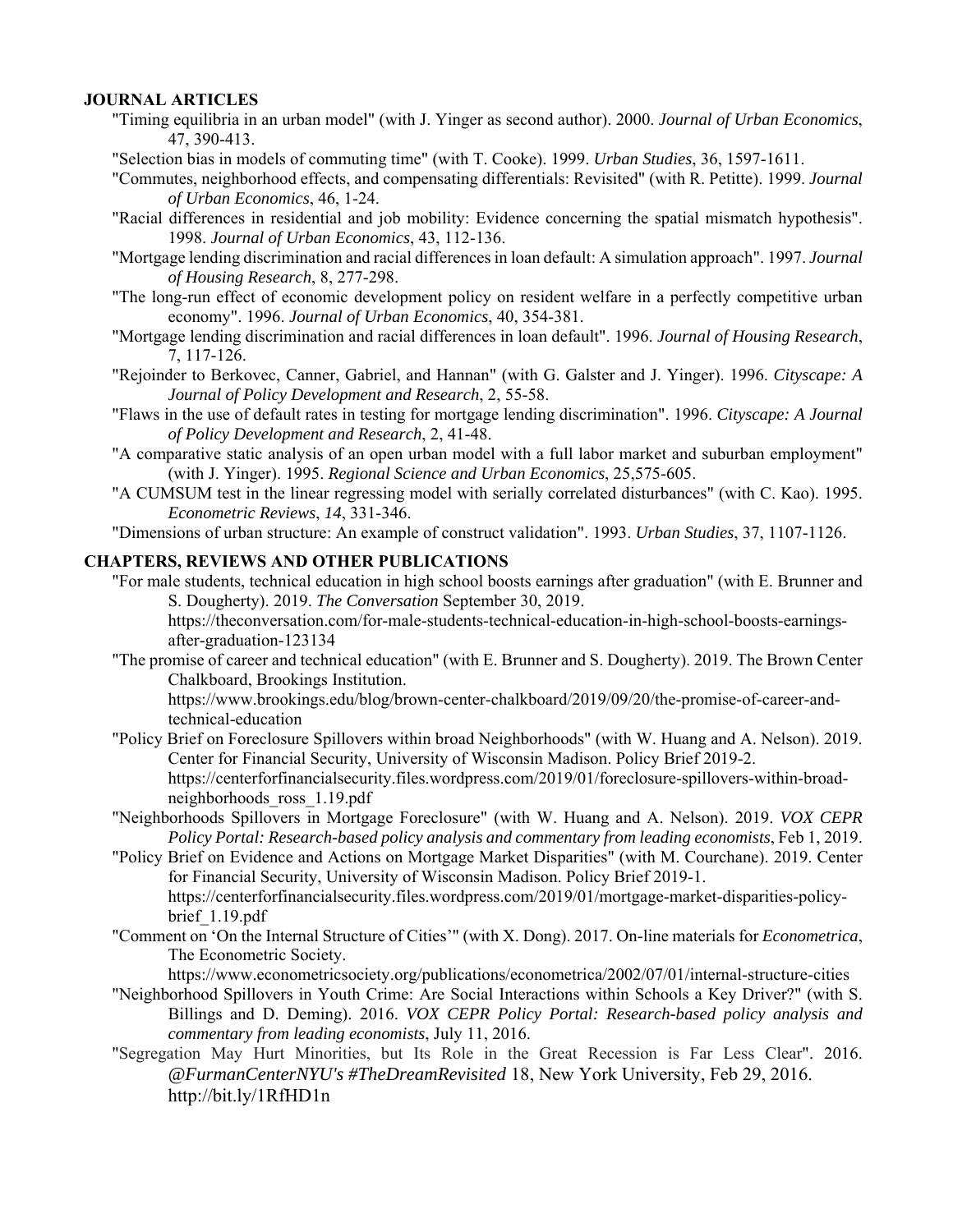**JOURNAL ARTICLES**

"Timing equilibria in an urban model" (with J. Yinger as second author). 2000. *Journal of Urban Economics*, 47, 390-413.

"Selection bias in models of commuting time" (with T. Cooke). 1999. *Urban Studies*, 36, 1597-1611.

"Commutes, neighborhood effects, and compensating differentials: Revisited" (with R. Petitte). 1999. *Journal of Urban Economics*, 46, 1-24.

"Racial differences in residential and job mobility: Evidence concerning the spatial mismatch hypothesis". 1998. *Journal of Urban Economics*, 43, 112-136.

"Mortgage lending discrimination and racial differences in loan default: A simulation approach". 1997. *Journal of Housing Research*, 8, 277-298.

"The long-run effect of economic development policy on resident welfare in a perfectly competitive urban economy". 1996. *Journal of Urban Economics*, 40, 354-381.

"Mortgage lending discrimination and racial differences in loan default". 1996. *Journal of Housing Research*, 7, 117-126.

"Rejoinder to Berkovec, Canner, Gabriel, and Hannan" (with G. Galster and J. Yinger). 1996. *Cityscape: A Journal of Policy Development and Research*, 2, 55-58.

"Flaws in the use of default rates in testing for mortgage lending discrimination". 1996. *Cityscape: A Journal of Policy Development and Research*, 2, 41-48.

"A comparative static analysis of an open urban model with a full labor market and suburban employment" (with J. Yinger). 1995. *Regional Science and Urban Economics*, 25,575-605.

"A CUMSUM test in the linear regressing model with serially correlated disturbances" (with C. Kao). 1995. *Econometric Reviews*, *14*, 331-346.

"Dimensions of urban structure: An example of construct validation". 1993. *Urban Studies*, 37, 1107-1126.

**CHAPTERS, REVIEWS AND OTHER PUBLICATIONS**

"For male students, technical education in high school boosts earnings after graduation" (with E. Brunner and S. Dougherty). 2019. *The Conversation* September 30, 2019. https://theconversation.com/for-male-students-technical-education-in-high-school-boosts-earnings-after-graduation-123134

"The promise of career and technical education" (with E. Brunner and S. Dougherty). 2019. The Brown Center Chalkboard, Brookings Institution. https://www.brookings.edu/blog/brown-center-chalkboard/2019/09/20/the-promise-of-career-and-technical-education

"Policy Brief on Foreclosure Spillovers within broad Neighborhoods" (with W. Huang and A. Nelson). 2019. Center for Financial Security, University of Wisconsin Madison. Policy Brief 2019-2. https://centerforfinancialsecurity.files.wordpress.com/2019/01/foreclosure-spillovers-within-broad-neighborhoods_ross_1.19.pdf

"Neighborhoods Spillovers in Mortgage Foreclosure" (with W. Huang and A. Nelson). 2019. *VOX CEPR Policy Portal: Research-based policy analysis and commentary from leading economists*, Feb 1, 2019.

"Policy Brief on Evidence and Actions on Mortgage Market Disparities" (with M. Courchane). 2019. Center for Financial Security, University of Wisconsin Madison. Policy Brief 2019-1. https://centerforfinancialsecurity.files.wordpress.com/2019/01/mortgage-market-disparities-policy-brief_1.19.pdf

"Comment on 'On the Internal Structure of Cities'" (with X. Dong). 2017. On-line materials for *Econometrica*, The Econometric Society. https://www.econometricsociety.org/publications/econometrica/2002/07/01/internal-structure-cities

"Neighborhood Spillovers in Youth Crime: Are Social Interactions within Schools a Key Driver?" (with S. Billings and D. Deming). 2016. *VOX CEPR Policy Portal: Research-based policy analysis and commentary from leading economists*, July 11, 2016.

"Segregation May Hurt Minorities, but Its Role in the Great Recession is Far Less Clear". 2016. *@FurmanCenterNYU's #TheDreamRevisited* 18, New York University, Feb 29, 2016. http://bit.ly/1RfHD1n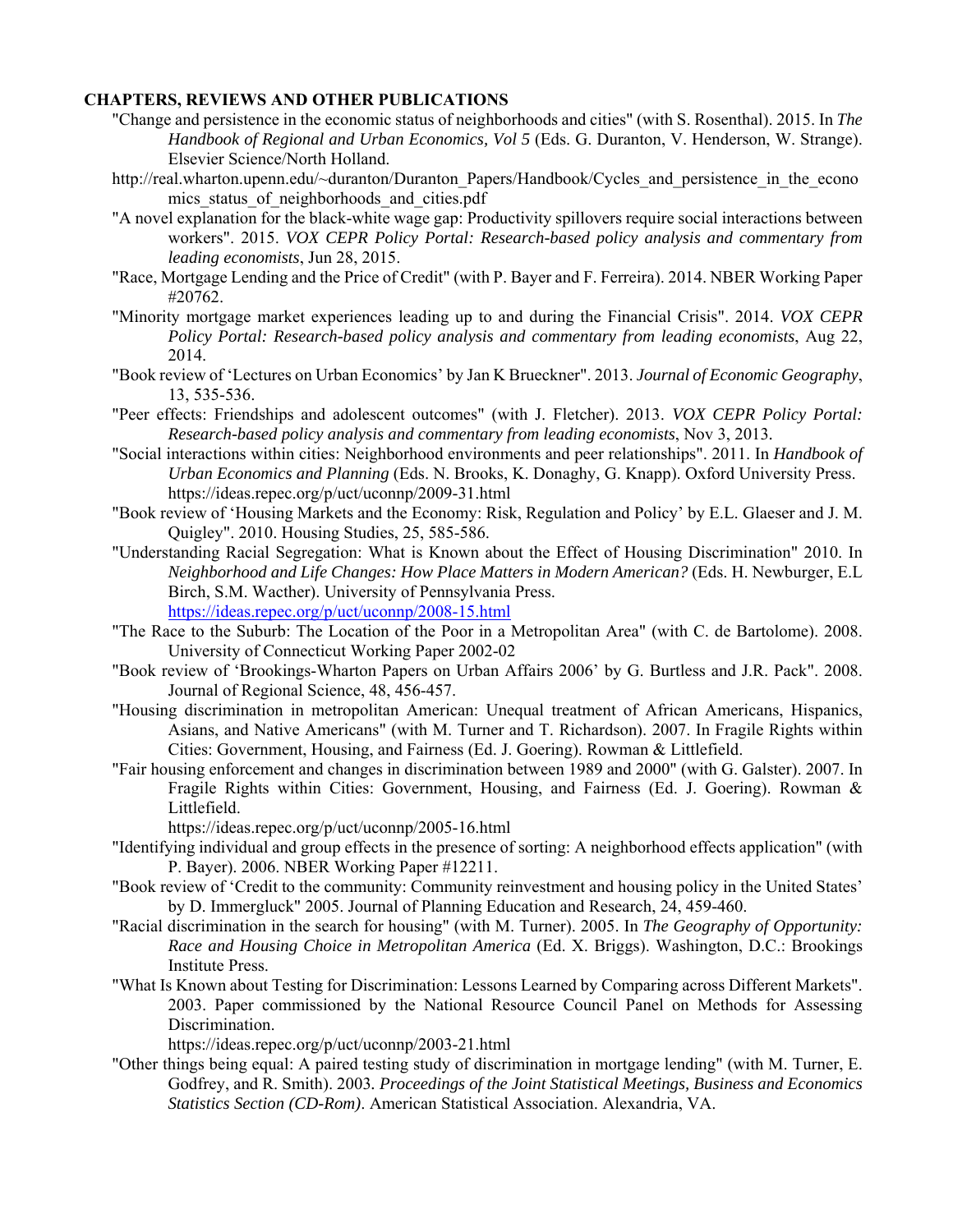**CHAPTERS, REVIEWS AND OTHER PUBLICATIONS**

"Change and persistence in the economic status of neighborhoods and cities" (with S. Rosenthal). 2015. In *The Handbook of Regional and Urban Economics, Vol 5* (Eds. G. Duranton, V. Henderson, W. Strange). Elsevier Science/North Holland.

http://real.wharton.upenn.edu/~duranton/Duranton_Papers/Handbook/Cycles_and_persistence_in_the_economics_status_of_neighborhoods_and_cities.pdf

"A novel explanation for the black-white wage gap: Productivity spillovers require social interactions between workers". 2015. *VOX CEPR Policy Portal: Research-based policy analysis and commentary from leading economists*, Jun 28, 2015.

"Race, Mortgage Lending and the Price of Credit" (with P. Bayer and F. Ferreira). 2014. NBER Working Paper #20762.

"Minority mortgage market experiences leading up to and during the Financial Crisis". 2014. *VOX CEPR Policy Portal: Research-based policy analysis and commentary from leading economists*, Aug 22, 2014.

"Book review of 'Lectures on Urban Economics' by Jan K Brueckner". 2013. *Journal of Economic Geography*, 13, 535-536.

"Peer effects: Friendships and adolescent outcomes" (with J. Fletcher). 2013. *VOX CEPR Policy Portal: Research-based policy analysis and commentary from leading economists*, Nov 3, 2013.

"Social interactions within cities: Neighborhood environments and peer relationships". 2011. In *Handbook of Urban Economics and Planning* (Eds. N. Brooks, K. Donaghy, G. Knapp). Oxford University Press. https://ideas.repec.org/p/uct/uconnp/2009-31.html

"Book review of 'Housing Markets and the Economy: Risk, Regulation and Policy' by E.L. Glaeser and J. M. Quigley". 2010. Housing Studies, 25, 585-586.

"Understanding Racial Segregation: What is Known about the Effect of Housing Discrimination" 2010. In *Neighborhood and Life Changes: How Place Matters in Modern American?* (Eds. H. Newburger, E.L Birch, S.M. Wacther). University of Pennsylvania Press. https://ideas.repec.org/p/uct/uconnp/2008-15.html

"The Race to the Suburb: The Location of the Poor in a Metropolitan Area" (with C. de Bartolome). 2008. University of Connecticut Working Paper 2002-02

"Book review of 'Brookings-Wharton Papers on Urban Affairs 2006' by G. Burtless and J.R. Pack". 2008. Journal of Regional Science, 48, 456-457.

"Housing discrimination in metropolitan American: Unequal treatment of African Americans, Hispanics, Asians, and Native Americans" (with M. Turner and T. Richardson). 2007. In Fragile Rights within Cities: Government, Housing, and Fairness (Ed. J. Goering). Rowman & Littlefield.

"Fair housing enforcement and changes in discrimination between 1989 and 2000" (with G. Galster). 2007. In Fragile Rights within Cities: Government, Housing, and Fairness (Ed. J. Goering). Rowman & Littlefield.
https://ideas.repec.org/p/uct/uconnp/2005-16.html

"Identifying individual and group effects in the presence of sorting: A neighborhood effects application" (with P. Bayer). 2006. NBER Working Paper #12211.

"Book review of 'Credit to the community: Community reinvestment and housing policy in the United States' by D. Immergluck" 2005. Journal of Planning Education and Research, 24, 459-460.

"Racial discrimination in the search for housing" (with M. Turner). 2005. In *The Geography of Opportunity: Race and Housing Choice in Metropolitan America* (Ed. X. Briggs). Washington, D.C.: Brookings Institute Press.

"What Is Known about Testing for Discrimination: Lessons Learned by Comparing across Different Markets". 2003. Paper commissioned by the National Resource Council Panel on Methods for Assessing Discrimination.
https://ideas.repec.org/p/uct/uconnp/2003-21.html

"Other things being equal: A paired testing study of discrimination in mortgage lending" (with M. Turner, E. Godfrey, and R. Smith). 2003. *Proceedings of the Joint Statistical Meetings, Business and Economics Statistics Section (CD-Rom)*. American Statistical Association. Alexandria, VA.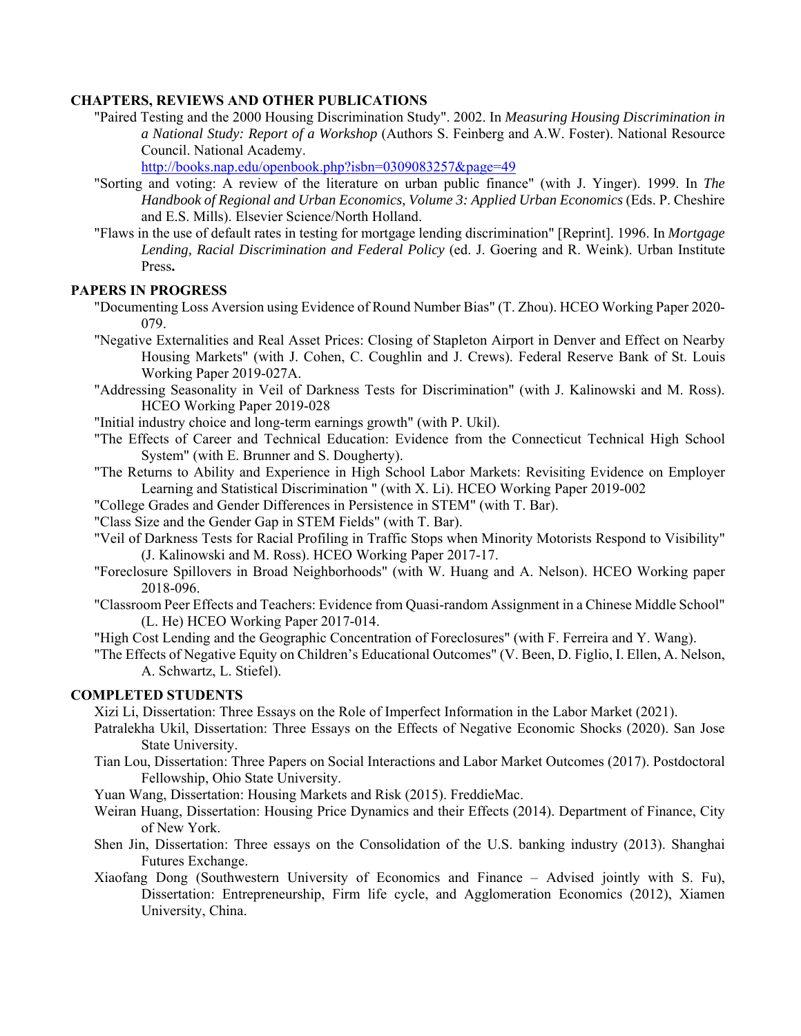## CHAPTERS, REVIEWS AND OTHER PUBLICATIONS

"Paired Testing and the 2000 Housing Discrimination Study". 2002. In *Measuring Housing Discrimination in a National Study: Report of a Workshop* (Authors S. Feinberg and A.W. Foster). National Resource Council. National Academy.
http://books.nap.edu/openbook.php?isbn=0309083257&page=49

"Sorting and voting: A review of the literature on urban public finance" (with J. Yinger). 1999. In *The Handbook of Regional and Urban Economics, Volume 3: Applied Urban Economics* (Eds. P. Cheshire and E.S. Mills). Elsevier Science/North Holland.

"Flaws in the use of default rates in testing for mortgage lending discrimination" [Reprint]. 1996. In *Mortgage Lending, Racial Discrimination and Federal Policy* (ed. J. Goering and R. Weink). Urban Institute Press**.**

## PAPERS IN PROGRESS

"Documenting Loss Aversion using Evidence of Round Number Bias" (T. Zhou). HCEO Working Paper 2020-079.

"Negative Externalities and Real Asset Prices: Closing of Stapleton Airport in Denver and Effect on Nearby Housing Markets" (with J. Cohen, C. Coughlin and J. Crews). Federal Reserve Bank of St. Louis Working Paper 2019-027A.

"Addressing Seasonality in Veil of Darkness Tests for Discrimination" (with J. Kalinowski and M. Ross). HCEO Working Paper 2019-028

"Initial industry choice and long-term earnings growth" (with P. Ukil).

"The Effects of Career and Technical Education: Evidence from the Connecticut Technical High School System" (with E. Brunner and S. Dougherty).

"The Returns to Ability and Experience in High School Labor Markets: Revisiting Evidence on Employer Learning and Statistical Discrimination " (with X. Li). HCEO Working Paper 2019-002

"College Grades and Gender Differences in Persistence in STEM" (with T. Bar).

"Class Size and the Gender Gap in STEM Fields" (with T. Bar).

"Veil of Darkness Tests for Racial Profiling in Traffic Stops when Minority Motorists Respond to Visibility" (J. Kalinowski and M. Ross). HCEO Working Paper 2017-17.

"Foreclosure Spillovers in Broad Neighborhoods" (with W. Huang and A. Nelson). HCEO Working paper 2018-096.

"Classroom Peer Effects and Teachers: Evidence from Quasi-random Assignment in a Chinese Middle School" (L. He) HCEO Working Paper 2017-014.

"High Cost Lending and the Geographic Concentration of Foreclosures" (with F. Ferreira and Y. Wang).

"The Effects of Negative Equity on Children's Educational Outcomes" (V. Been, D. Figlio, I. Ellen, A. Nelson, A. Schwartz, L. Stiefel).

## COMPLETED STUDENTS

Xizi Li, Dissertation: Three Essays on the Role of Imperfect Information in the Labor Market (2021).

Patralekha Ukil, Dissertation: Three Essays on the Effects of Negative Economic Shocks (2020). San Jose State University.

Tian Lou, Dissertation: Three Papers on Social Interactions and Labor Market Outcomes (2017). Postdoctoral Fellowship, Ohio State University.

Yuan Wang, Dissertation: Housing Markets and Risk (2015). FreddieMac.

Weiran Huang, Dissertation: Housing Price Dynamics and their Effects (2014). Department of Finance, City of New York.

Shen Jin, Dissertation: Three essays on the Consolidation of the U.S. banking industry (2013). Shanghai Futures Exchange.

Xiaofang Dong (Southwestern University of Economics and Finance – Advised jointly with S. Fu), Dissertation: Entrepreneurship, Firm life cycle, and Agglomeration Economics (2012), Xiamen University, China.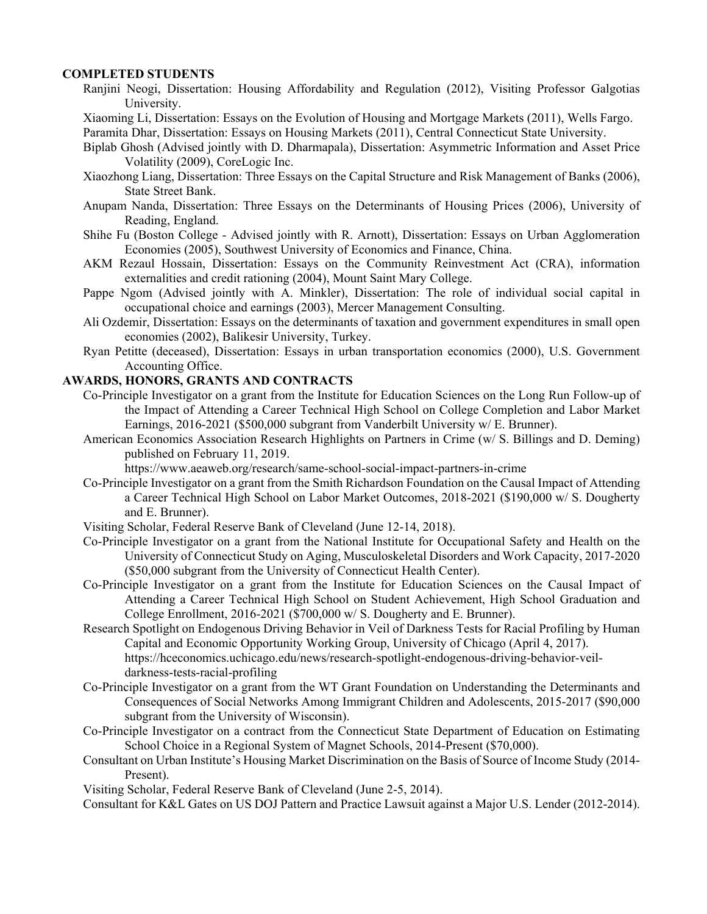## COMPLETED STUDENTS

- Ranjini Neogi, Dissertation: Housing Affordability and Regulation (2012), Visiting Professor Galgotias University.
- Xiaoming Li, Dissertation: Essays on the Evolution of Housing and Mortgage Markets (2011), Wells Fargo.
- Paramita Dhar, Dissertation: Essays on Housing Markets (2011), Central Connecticut State University.
- Biplab Ghosh (Advised jointly with D. Dharmapala), Dissertation: Asymmetric Information and Asset Price Volatility (2009), CoreLogic Inc.
- Xiaozhong Liang, Dissertation: Three Essays on the Capital Structure and Risk Management of Banks (2006), State Street Bank.
- Anupam Nanda, Dissertation: Three Essays on the Determinants of Housing Prices (2006), University of Reading, England.
- Shihe Fu (Boston College - Advised jointly with R. Arnott), Dissertation: Essays on Urban Agglomeration Economies (2005), Southwest University of Economics and Finance, China.
- AKM Rezaul Hossain, Dissertation: Essays on the Community Reinvestment Act (CRA), information externalities and credit rationing (2004), Mount Saint Mary College.
- Pappe Ngom (Advised jointly with A. Minkler), Dissertation: The role of individual social capital in occupational choice and earnings (2003), Mercer Management Consulting.
- Ali Ozdemir, Dissertation: Essays on the determinants of taxation and government expenditures in small open economies (2002), Balikesir University, Turkey.
- Ryan Petitte (deceased), Dissertation: Essays in urban transportation economics (2000), U.S. Government Accounting Office.

## AWARDS, HONORS, GRANTS AND CONTRACTS

- Co-Principle Investigator on a grant from the Institute for Education Sciences on the Long Run Follow-up of the Impact of Attending a Career Technical High School on College Completion and Labor Market Earnings, 2016-2021 ($500,000 subgrant from Vanderbilt University w/ E. Brunner).
- American Economics Association Research Highlights on Partners in Crime (w/ S. Billings and D. Deming) published on February 11, 2019.
  https://www.aeaweb.org/research/same-school-social-impact-partners-in-crime
- Co-Principle Investigator on a grant from the Smith Richardson Foundation on the Causal Impact of Attending a Career Technical High School on Labor Market Outcomes, 2018-2021 ($190,000 w/ S. Dougherty and E. Brunner).
- Visiting Scholar, Federal Reserve Bank of Cleveland (June 12-14, 2018).
- Co-Principle Investigator on a grant from the National Institute for Occupational Safety and Health on the University of Connecticut Study on Aging, Musculoskeletal Disorders and Work Capacity, 2017-2020 ($50,000 subgrant from the University of Connecticut Health Center).
- Co-Principle Investigator on a grant from the Institute for Education Sciences on the Causal Impact of Attending a Career Technical High School on Student Achievement, High School Graduation and College Enrollment, 2016-2021 ($700,000 w/ S. Dougherty and E. Brunner).
- Research Spotlight on Endogenous Driving Behavior in Veil of Darkness Tests for Racial Profiling by Human Capital and Economic Opportunity Working Group, University of Chicago (April 4, 2017).
  https://hceconomics.uchicago.edu/news/research-spotlight-endogenous-driving-behavior-veil-darkness-tests-racial-profiling
- Co-Principle Investigator on a grant from the WT Grant Foundation on Understanding the Determinants and Consequences of Social Networks Among Immigrant Children and Adolescents, 2015-2017 ($90,000 subgrant from the University of Wisconsin).
- Co-Principle Investigator on a contract from the Connecticut State Department of Education on Estimating School Choice in a Regional System of Magnet Schools, 2014-Present ($70,000).
- Consultant on Urban Institute's Housing Market Discrimination on the Basis of Source of Income Study (2014-Present).
- Visiting Scholar, Federal Reserve Bank of Cleveland (June 2-5, 2014).
- Consultant for K&L Gates on US DOJ Pattern and Practice Lawsuit against a Major U.S. Lender (2012-2014).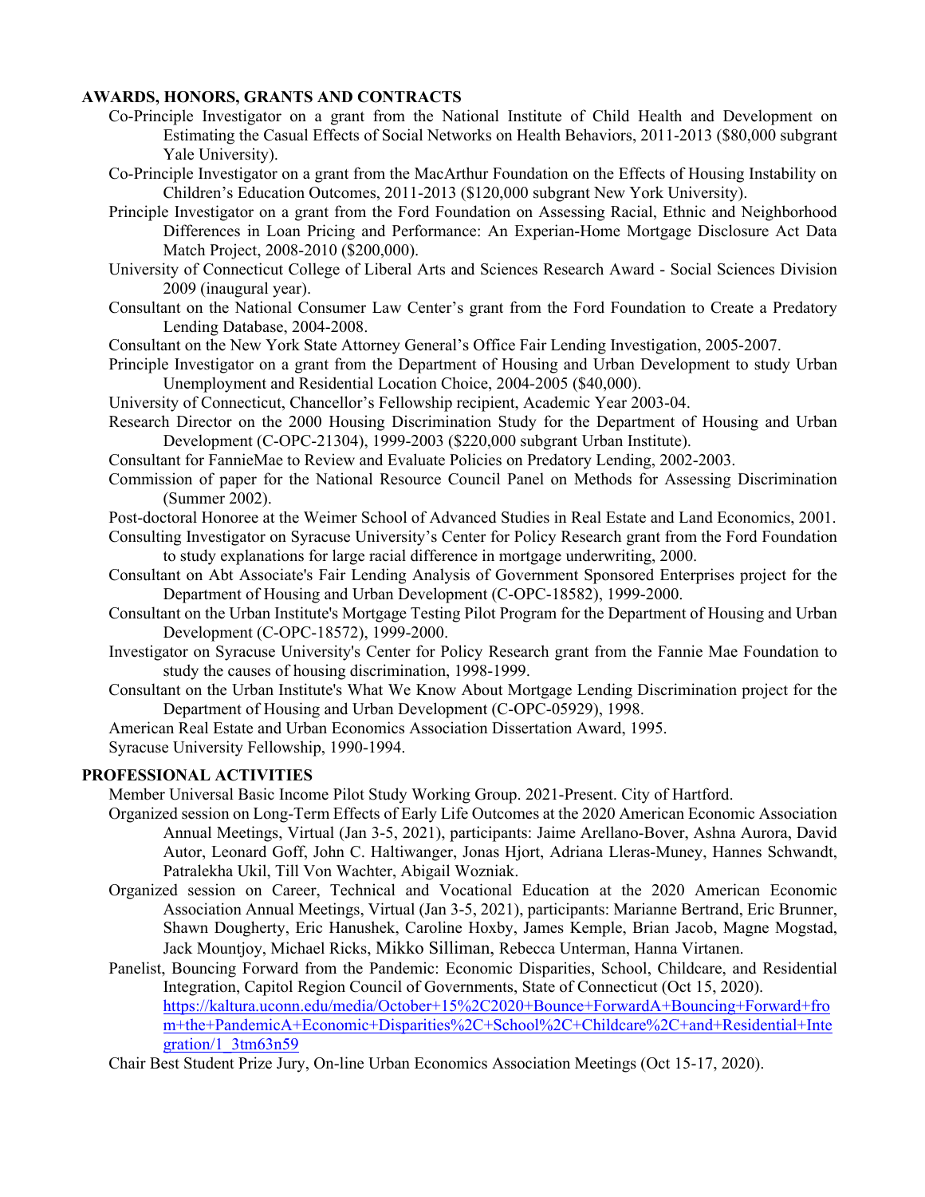## AWARDS, HONORS, GRANTS AND CONTRACTS

Co-Principle Investigator on a grant from the National Institute of Child Health and Development on Estimating the Casual Effects of Social Networks on Health Behaviors, 2011-2013 ($80,000 subgrant Yale University).

Co-Principle Investigator on a grant from the MacArthur Foundation on the Effects of Housing Instability on Children's Education Outcomes, 2011-2013 ($120,000 subgrant New York University).

Principle Investigator on a grant from the Ford Foundation on Assessing Racial, Ethnic and Neighborhood Differences in Loan Pricing and Performance: An Experian-Home Mortgage Disclosure Act Data Match Project, 2008-2010 ($200,000).

University of Connecticut College of Liberal Arts and Sciences Research Award - Social Sciences Division 2009 (inaugural year).

Consultant on the National Consumer Law Center's grant from the Ford Foundation to Create a Predatory Lending Database, 2004-2008.

Consultant on the New York State Attorney General's Office Fair Lending Investigation, 2005-2007.

Principle Investigator on a grant from the Department of Housing and Urban Development to study Urban Unemployment and Residential Location Choice, 2004-2005 ($40,000).

University of Connecticut, Chancellor's Fellowship recipient, Academic Year 2003-04.

Research Director on the 2000 Housing Discrimination Study for the Department of Housing and Urban Development (C-OPC-21304), 1999-2003 ($220,000 subgrant Urban Institute).

Consultant for FannieMae to Review and Evaluate Policies on Predatory Lending, 2002-2003.

Commission of paper for the National Resource Council Panel on Methods for Assessing Discrimination (Summer 2002).

Post-doctoral Honoree at the Weimer School of Advanced Studies in Real Estate and Land Economics, 2001.

Consulting Investigator on Syracuse University's Center for Policy Research grant from the Ford Foundation to study explanations for large racial difference in mortgage underwriting, 2000.

Consultant on Abt Associate's Fair Lending Analysis of Government Sponsored Enterprises project for the Department of Housing and Urban Development (C-OPC-18582), 1999-2000.

Consultant on the Urban Institute's Mortgage Testing Pilot Program for the Department of Housing and Urban Development (C-OPC-18572), 1999-2000.

Investigator on Syracuse University's Center for Policy Research grant from the Fannie Mae Foundation to study the causes of housing discrimination, 1998-1999.

Consultant on the Urban Institute's What We Know About Mortgage Lending Discrimination project for the Department of Housing and Urban Development (C-OPC-05929), 1998.

American Real Estate and Urban Economics Association Dissertation Award, 1995.

Syracuse University Fellowship, 1990-1994.

## PROFESSIONAL ACTIVITIES

Member Universal Basic Income Pilot Study Working Group. 2021-Present. City of Hartford.

Organized session on Long-Term Effects of Early Life Outcomes at the 2020 American Economic Association Annual Meetings, Virtual (Jan 3-5, 2021), participants: Jaime Arellano-Bover, Ashna Aurora, David Autor, Leonard Goff, John C. Haltiwanger, Jonas Hjort, Adriana Lleras-Muney, Hannes Schwandt, Patralekha Ukil, Till Von Wachter, Abigail Wozniak.

Organized session on Career, Technical and Vocational Education at the 2020 American Economic Association Annual Meetings, Virtual (Jan 3-5, 2021), participants: Marianne Bertrand, Eric Brunner, Shawn Dougherty, Eric Hanushek, Caroline Hoxby, James Kemple, Brian Jacob, Magne Mogstad, Jack Mountjoy, Michael Ricks, Mikko Silliman, Rebecca Unterman, Hanna Virtanen.

Panelist, Bouncing Forward from the Pandemic: Economic Disparities, School, Childcare, and Residential Integration, Capitol Region Council of Governments, State of Connecticut (Oct 15, 2020). https://kaltura.uconn.edu/media/October+15%2C2020+Bounce+ForwardA+Bouncing+Forward+from+the+PandemicA+Economic+Disparities%2C+School%2C+Childcare%2C+and+Residential+Integration/1_3tm63n59

Chair Best Student Prize Jury, On-line Urban Economics Association Meetings (Oct 15-17, 2020).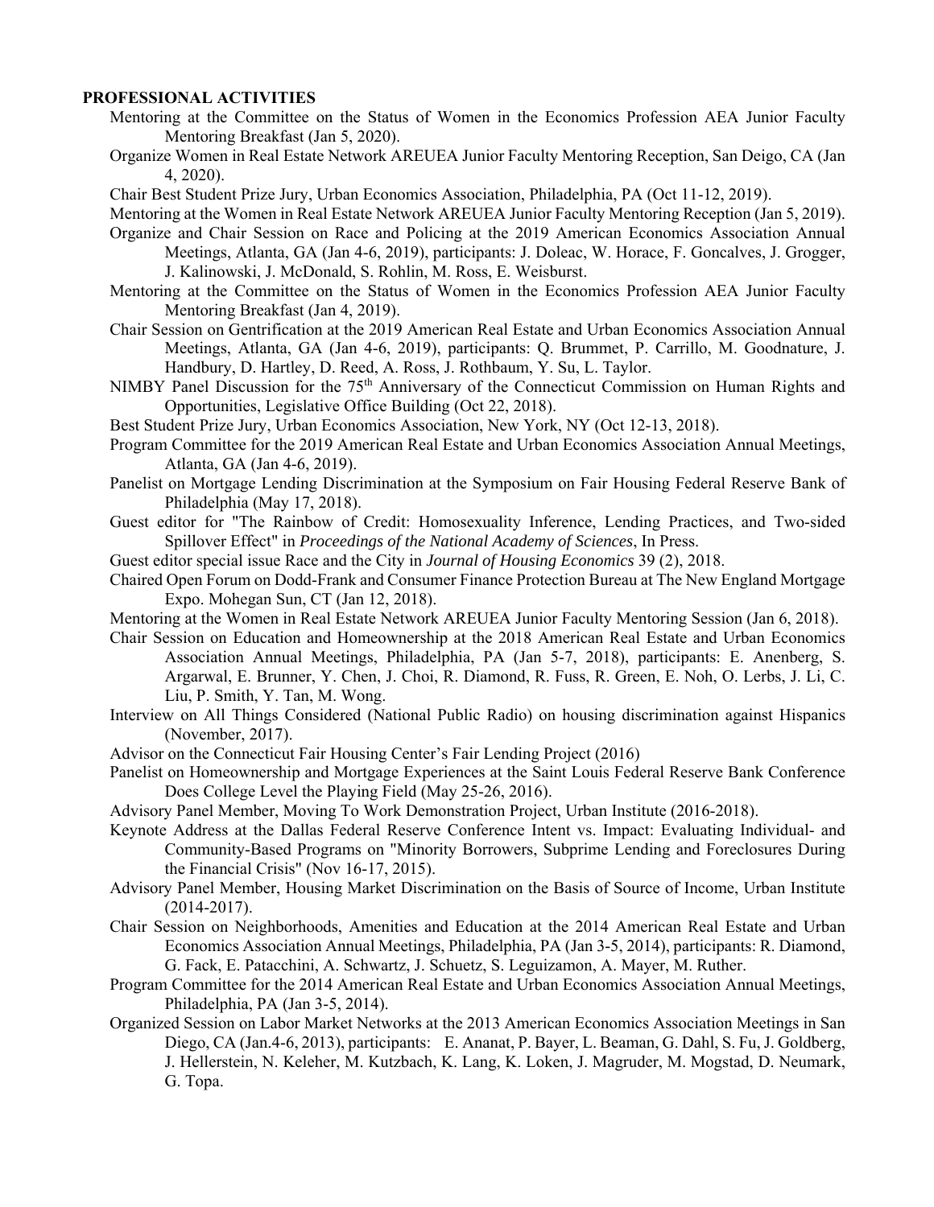**PROFESSIONAL ACTIVITIES**

Mentoring at the Committee on the Status of Women in the Economics Profession AEA Junior Faculty Mentoring Breakfast (Jan 5, 2020).

Organize Women in Real Estate Network AREUEA Junior Faculty Mentoring Reception, San Deigo, CA (Jan 4, 2020).

Chair Best Student Prize Jury, Urban Economics Association, Philadelphia, PA (Oct 11-12, 2019).

Mentoring at the Women in Real Estate Network AREUEA Junior Faculty Mentoring Reception (Jan 5, 2019).

Organize and Chair Session on Race and Policing at the 2019 American Economics Association Annual Meetings, Atlanta, GA (Jan 4-6, 2019), participants: J. Doleac, W. Horace, F. Goncalves, J. Grogger, J. Kalinowski, J. McDonald, S. Rohlin, M. Ross, E. Weisburst.

Mentoring at the Committee on the Status of Women in the Economics Profession AEA Junior Faculty Mentoring Breakfast (Jan 4, 2019).

Chair Session on Gentrification at the 2019 American Real Estate and Urban Economics Association Annual Meetings, Atlanta, GA (Jan 4-6, 2019), participants: Q. Brummet, P. Carrillo, M. Goodnature, J. Handbury, D. Hartley, D. Reed, A. Ross, J. Rothbaum, Y. Su, L. Taylor.

NIMBY Panel Discussion for the 75th Anniversary of the Connecticut Commission on Human Rights and Opportunities, Legislative Office Building (Oct 22, 2018).

Best Student Prize Jury, Urban Economics Association, New York, NY (Oct 12-13, 2018).

Program Committee for the 2019 American Real Estate and Urban Economics Association Annual Meetings, Atlanta, GA (Jan 4-6, 2019).

Panelist on Mortgage Lending Discrimination at the Symposium on Fair Housing Federal Reserve Bank of Philadelphia (May 17, 2018).

Guest editor for "The Rainbow of Credit: Homosexuality Inference, Lending Practices, and Two-sided Spillover Effect" in *Proceedings of the National Academy of Sciences*, In Press.

Guest editor special issue Race and the City in *Journal of Housing Economics* 39 (2), 2018.

Chaired Open Forum on Dodd-Frank and Consumer Finance Protection Bureau at The New England Mortgage Expo. Mohegan Sun, CT (Jan 12, 2018).

Mentoring at the Women in Real Estate Network AREUEA Junior Faculty Mentoring Session (Jan 6, 2018).

Chair Session on Education and Homeownership at the 2018 American Real Estate and Urban Economics Association Annual Meetings, Philadelphia, PA (Jan 5-7, 2018), participants: E. Anenberg, S. Argarwal, E. Brunner, Y. Chen, J. Choi, R. Diamond, R. Fuss, R. Green, E. Noh, O. Lerbs, J. Li, C. Liu, P. Smith, Y. Tan, M. Wong.

Interview on All Things Considered (National Public Radio) on housing discrimination against Hispanics (November, 2017).

Advisor on the Connecticut Fair Housing Center's Fair Lending Project (2016)

Panelist on Homeownership and Mortgage Experiences at the Saint Louis Federal Reserve Bank Conference Does College Level the Playing Field (May 25-26, 2016).

Advisory Panel Member, Moving To Work Demonstration Project, Urban Institute (2016-2018).

Keynote Address at the Dallas Federal Reserve Conference Intent vs. Impact: Evaluating Individual- and Community-Based Programs on "Minority Borrowers, Subprime Lending and Foreclosures During the Financial Crisis" (Nov 16-17, 2015).

Advisory Panel Member, Housing Market Discrimination on the Basis of Source of Income, Urban Institute (2014-2017).

Chair Session on Neighborhoods, Amenities and Education at the 2014 American Real Estate and Urban Economics Association Annual Meetings, Philadelphia, PA (Jan 3-5, 2014), participants: R. Diamond, G. Fack, E. Patacchini, A. Schwartz, J. Schuetz, S. Leguizamon, A. Mayer, M. Ruther.

Program Committee for the 2014 American Real Estate and Urban Economics Association Annual Meetings, Philadelphia, PA (Jan 3-5, 2014).

Organized Session on Labor Market Networks at the 2013 American Economics Association Meetings in San Diego, CA (Jan.4-6, 2013), participants: E. Ananat, P. Bayer, L. Beaman, G. Dahl, S. Fu, J. Goldberg, J. Hellerstein, N. Keleher, M. Kutzbach, K. Lang, K. Loken, J. Magruder, M. Mogstad, D. Neumark, G. Topa.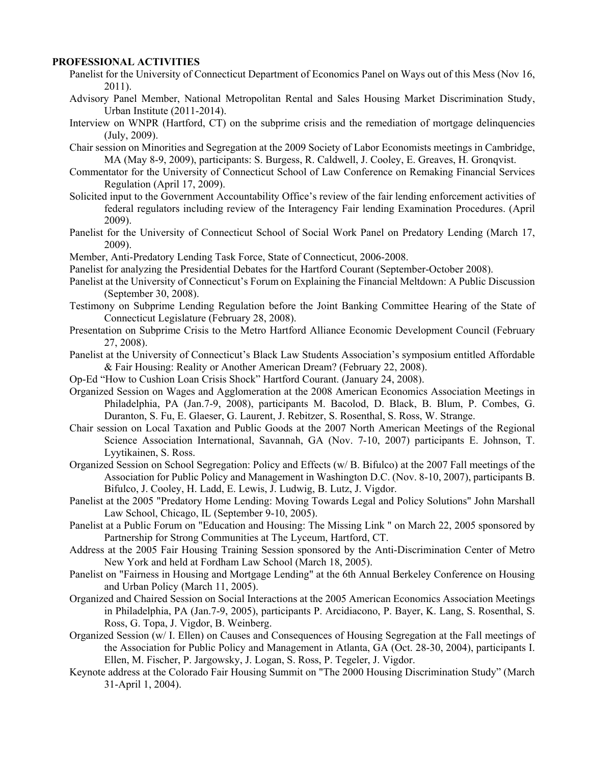**PROFESSIONAL ACTIVITIES**

Panelist for the University of Connecticut Department of Economics Panel on Ways out of this Mess (Nov 16, 2011).

Advisory Panel Member, National Metropolitan Rental and Sales Housing Market Discrimination Study, Urban Institute (2011-2014).

Interview on WNPR (Hartford, CT) on the subprime crisis and the remediation of mortgage delinquencies (July, 2009).

Chair session on Minorities and Segregation at the 2009 Society of Labor Economists meetings in Cambridge, MA (May 8-9, 2009), participants: S. Burgess, R. Caldwell, J. Cooley, E. Greaves, H. Gronqvist.

Commentator for the University of Connecticut School of Law Conference on Remaking Financial Services Regulation (April 17, 2009).

Solicited input to the Government Accountability Office's review of the fair lending enforcement activities of federal regulators including review of the Interagency Fair lending Examination Procedures. (April 2009).

Panelist for the University of Connecticut School of Social Work Panel on Predatory Lending (March 17, 2009).

Member, Anti-Predatory Lending Task Force, State of Connecticut, 2006-2008.

Panelist for analyzing the Presidential Debates for the Hartford Courant (September-October 2008).

Panelist at the University of Connecticut's Forum on Explaining the Financial Meltdown: A Public Discussion (September 30, 2008).

Testimony on Subprime Lending Regulation before the Joint Banking Committee Hearing of the State of Connecticut Legislature (February 28, 2008).

Presentation on Subprime Crisis to the Metro Hartford Alliance Economic Development Council (February 27, 2008).

Panelist at the University of Connecticut's Black Law Students Association's symposium entitled Affordable & Fair Housing: Reality or Another American Dream? (February 22, 2008).

Op-Ed "How to Cushion Loan Crisis Shock" Hartford Courant. (January 24, 2008).

Organized Session on Wages and Agglomeration at the 2008 American Economics Association Meetings in Philadelphia, PA (Jan.7-9, 2008), participants M. Bacolod, D. Black, B. Blum, P. Combes, G. Duranton, S. Fu, E. Glaeser, G. Laurent, J. Rebitzer, S. Rosenthal, S. Ross, W. Strange.

Chair session on Local Taxation and Public Goods at the 2007 North American Meetings of the Regional Science Association International, Savannah, GA (Nov. 7-10, 2007) participants E. Johnson, T. Lyytikainen, S. Ross.

Organized Session on School Segregation: Policy and Effects (w/ B. Bifulco) at the 2007 Fall meetings of the Association for Public Policy and Management in Washington D.C. (Nov. 8-10, 2007), participants B. Bifulco, J. Cooley, H. Ladd, E. Lewis, J. Ludwig, B. Lutz, J. Vigdor.

Panelist at the 2005 "Predatory Home Lending: Moving Towards Legal and Policy Solutions" John Marshall Law School, Chicago, IL (September 9-10, 2005).

Panelist at a Public Forum on "Education and Housing: The Missing Link " on March 22, 2005 sponsored by Partnership for Strong Communities at The Lyceum, Hartford, CT.

Address at the 2005 Fair Housing Training Session sponsored by the Anti-Discrimination Center of Metro New York and held at Fordham Law School (March 18, 2005).

Panelist on "Fairness in Housing and Mortgage Lending" at the 6th Annual Berkeley Conference on Housing and Urban Policy (March 11, 2005).

Organized and Chaired Session on Social Interactions at the 2005 American Economics Association Meetings in Philadelphia, PA (Jan.7-9, 2005), participants P. Arcidiacono, P. Bayer, K. Lang, S. Rosenthal, S. Ross, G. Topa, J. Vigdor, B. Weinberg.

Organized Session (w/ I. Ellen) on Causes and Consequences of Housing Segregation at the Fall meetings of the Association for Public Policy and Management in Atlanta, GA (Oct. 28-30, 2004), participants I. Ellen, M. Fischer, P. Jargowsky, J. Logan, S. Ross, P. Tegeler, J. Vigdor.

Keynote address at the Colorado Fair Housing Summit on "The 2000 Housing Discrimination Study" (March 31-April 1, 2004).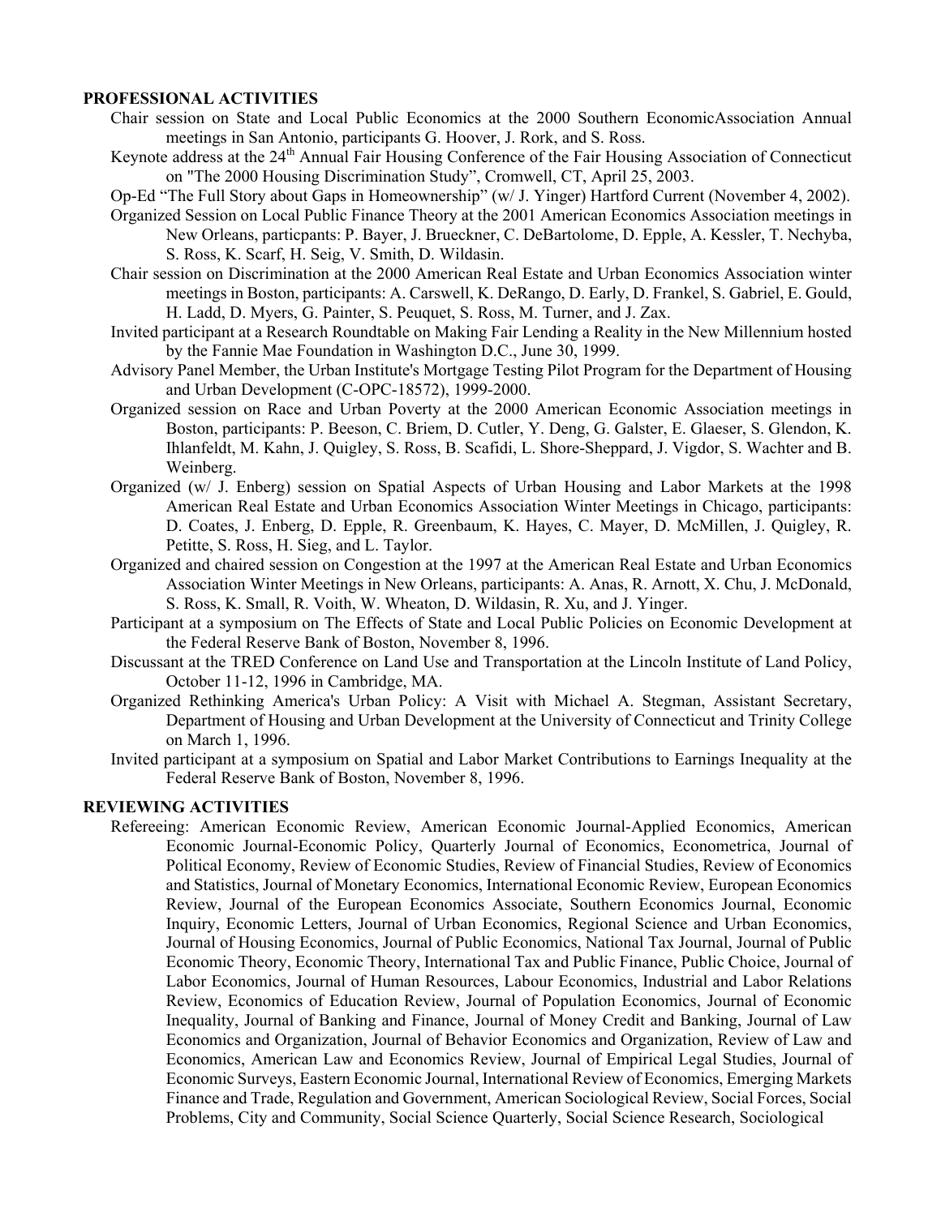**PROFESSIONAL ACTIVITIES**

Chair session on State and Local Public Economics at the 2000 Southern EconomicAssociation Annual meetings in San Antonio, participants G. Hoover, J. Rork, and S. Ross.

Keynote address at the 24th Annual Fair Housing Conference of the Fair Housing Association of Connecticut on "The 2000 Housing Discrimination Study", Cromwell, CT, April 25, 2003.

Op-Ed "The Full Story about Gaps in Homeownership" (w/ J. Yinger) Hartford Current (November 4, 2002).

Organized Session on Local Public Finance Theory at the 2001 American Economics Association meetings in New Orleans, particpants: P. Bayer, J. Brueckner, C. DeBartolome, D. Epple, A. Kessler, T. Nechyba, S. Ross, K. Scarf, H. Seig, V. Smith, D. Wildasin.

Chair session on Discrimination at the 2000 American Real Estate and Urban Economics Association winter meetings in Boston, participants: A. Carswell, K. DeRango, D. Early, D. Frankel, S. Gabriel, E. Gould, H. Ladd, D. Myers, G. Painter, S. Peuquet, S. Ross, M. Turner, and J. Zax.

Invited participant at a Research Roundtable on Making Fair Lending a Reality in the New Millennium hosted by the Fannie Mae Foundation in Washington D.C., June 30, 1999.

Advisory Panel Member, the Urban Institute's Mortgage Testing Pilot Program for the Department of Housing and Urban Development (C-OPC-18572), 1999-2000.

Organized session on Race and Urban Poverty at the 2000 American Economic Association meetings in Boston, participants: P. Beeson, C. Briem, D. Cutler, Y. Deng, G. Galster, E. Glaeser, S. Glendon, K. Ihlanfeldt, M. Kahn, J. Quigley, S. Ross, B. Scafidi, L. Shore-Sheppard, J. Vigdor, S. Wachter and B. Weinberg.

Organized (w/ J. Enberg) session on Spatial Aspects of Urban Housing and Labor Markets at the 1998 American Real Estate and Urban Economics Association Winter Meetings in Chicago, participants: D. Coates, J. Enberg, D. Epple, R. Greenbaum, K. Hayes, C. Mayer, D. McMillen, J. Quigley, R. Petitte, S. Ross, H. Sieg, and L. Taylor.

Organized and chaired session on Congestion at the 1997 at the American Real Estate and Urban Economics Association Winter Meetings in New Orleans, participants: A. Anas, R. Arnott, X. Chu, J. McDonald, S. Ross, K. Small, R. Voith, W. Wheaton, D. Wildasin, R. Xu, and J. Yinger.

Participant at a symposium on The Effects of State and Local Public Policies on Economic Development at the Federal Reserve Bank of Boston, November 8, 1996.

Discussant at the TRED Conference on Land Use and Transportation at the Lincoln Institute of Land Policy, October 11-12, 1996 in Cambridge, MA.

Organized Rethinking America's Urban Policy: A Visit with Michael A. Stegman, Assistant Secretary, Department of Housing and Urban Development at the University of Connecticut and Trinity College on March 1, 1996.

Invited participant at a symposium on Spatial and Labor Market Contributions to Earnings Inequality at the Federal Reserve Bank of Boston, November 8, 1996.

**REVIEWING ACTIVITIES**

Refereeing: American Economic Review, American Economic Journal-Applied Economics, American Economic Journal-Economic Policy, Quarterly Journal of Economics, Econometrica, Journal of Political Economy, Review of Economic Studies, Review of Financial Studies, Review of Economics and Statistics, Journal of Monetary Economics, International Economic Review, European Economics Review, Journal of the European Economics Associate, Southern Economics Journal, Economic Inquiry, Economic Letters, Journal of Urban Economics, Regional Science and Urban Economics, Journal of Housing Economics, Journal of Public Economics, National Tax Journal, Journal of Public Economic Theory, Economic Theory, International Tax and Public Finance, Public Choice, Journal of Labor Economics, Journal of Human Resources, Labour Economics, Industrial and Labor Relations Review, Economics of Education Review, Journal of Population Economics, Journal of Economic Inequality, Journal of Banking and Finance, Journal of Money Credit and Banking, Journal of Law Economics and Organization, Journal of Behavior Economics and Organization, Review of Law and Economics, American Law and Economics Review, Journal of Empirical Legal Studies, Journal of Economic Surveys, Eastern Economic Journal, International Review of Economics, Emerging Markets Finance and Trade, Regulation and Government, American Sociological Review, Social Forces, Social Problems, City and Community, Social Science Quarterly, Social Science Research, Sociological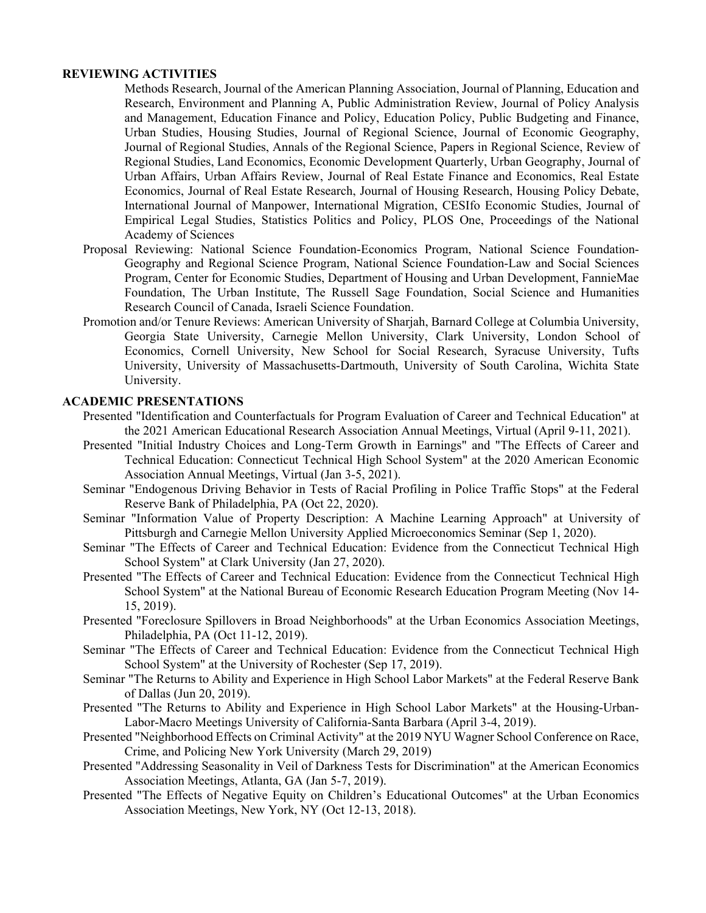**REVIEWING ACTIVITIES**

Methods Research, Journal of the American Planning Association, Journal of Planning, Education and Research, Environment and Planning A, Public Administration Review, Journal of Policy Analysis and Management, Education Finance and Policy, Education Policy, Public Budgeting and Finance, Urban Studies, Housing Studies, Journal of Regional Science, Journal of Economic Geography, Journal of Regional Studies, Annals of the Regional Science, Papers in Regional Science, Review of Regional Studies, Land Economics, Economic Development Quarterly, Urban Geography, Journal of Urban Affairs, Urban Affairs Review, Journal of Real Estate Finance and Economics, Real Estate Economics, Journal of Real Estate Research, Journal of Housing Research, Housing Policy Debate, International Journal of Manpower, International Migration, CESIfo Economic Studies, Journal of Empirical Legal Studies, Statistics Politics and Policy, PLOS One, Proceedings of the National Academy of Sciences

Proposal Reviewing: National Science Foundation-Economics Program, National Science Foundation-Geography and Regional Science Program, National Science Foundation-Law and Social Sciences Program, Center for Economic Studies, Department of Housing and Urban Development, FannieMae Foundation, The Urban Institute, The Russell Sage Foundation, Social Science and Humanities Research Council of Canada, Israeli Science Foundation.

Promotion and/or Tenure Reviews: American University of Sharjah, Barnard College at Columbia University, Georgia State University, Carnegie Mellon University, Clark University, London School of Economics, Cornell University, New School for Social Research, Syracuse University, Tufts University, University of Massachusetts-Dartmouth, University of South Carolina, Wichita State University.

**ACADEMIC PRESENTATIONS**

Presented "Identification and Counterfactuals for Program Evaluation of Career and Technical Education" at the 2021 American Educational Research Association Annual Meetings, Virtual (April 9-11, 2021).

Presented "Initial Industry Choices and Long-Term Growth in Earnings" and "The Effects of Career and Technical Education: Connecticut Technical High School System" at the 2020 American Economic Association Annual Meetings, Virtual (Jan 3-5, 2021).

Seminar "Endogenous Driving Behavior in Tests of Racial Profiling in Police Traffic Stops" at the Federal Reserve Bank of Philadelphia, PA (Oct 22, 2020).

Seminar "Information Value of Property Description: A Machine Learning Approach" at University of Pittsburgh and Carnegie Mellon University Applied Microeconomics Seminar (Sep 1, 2020).

Seminar "The Effects of Career and Technical Education: Evidence from the Connecticut Technical High School System" at Clark University (Jan 27, 2020).

Presented "The Effects of Career and Technical Education: Evidence from the Connecticut Technical High School System" at the National Bureau of Economic Research Education Program Meeting (Nov 14-15, 2019).

Presented "Foreclosure Spillovers in Broad Neighborhoods" at the Urban Economics Association Meetings, Philadelphia, PA (Oct 11-12, 2019).

Seminar "The Effects of Career and Technical Education: Evidence from the Connecticut Technical High School System" at the University of Rochester (Sep 17, 2019).

Seminar "The Returns to Ability and Experience in High School Labor Markets" at the Federal Reserve Bank of Dallas (Jun 20, 2019).

Presented "The Returns to Ability and Experience in High School Labor Markets" at the Housing-Urban-Labor-Macro Meetings University of California-Santa Barbara (April 3-4, 2019).

Presented "Neighborhood Effects on Criminal Activity" at the 2019 NYU Wagner School Conference on Race, Crime, and Policing New York University (March 29, 2019)

Presented "Addressing Seasonality in Veil of Darkness Tests for Discrimination" at the American Economics Association Meetings, Atlanta, GA (Jan 5-7, 2019).

Presented "The Effects of Negative Equity on Children's Educational Outcomes" at the Urban Economics Association Meetings, New York, NY (Oct 12-13, 2018).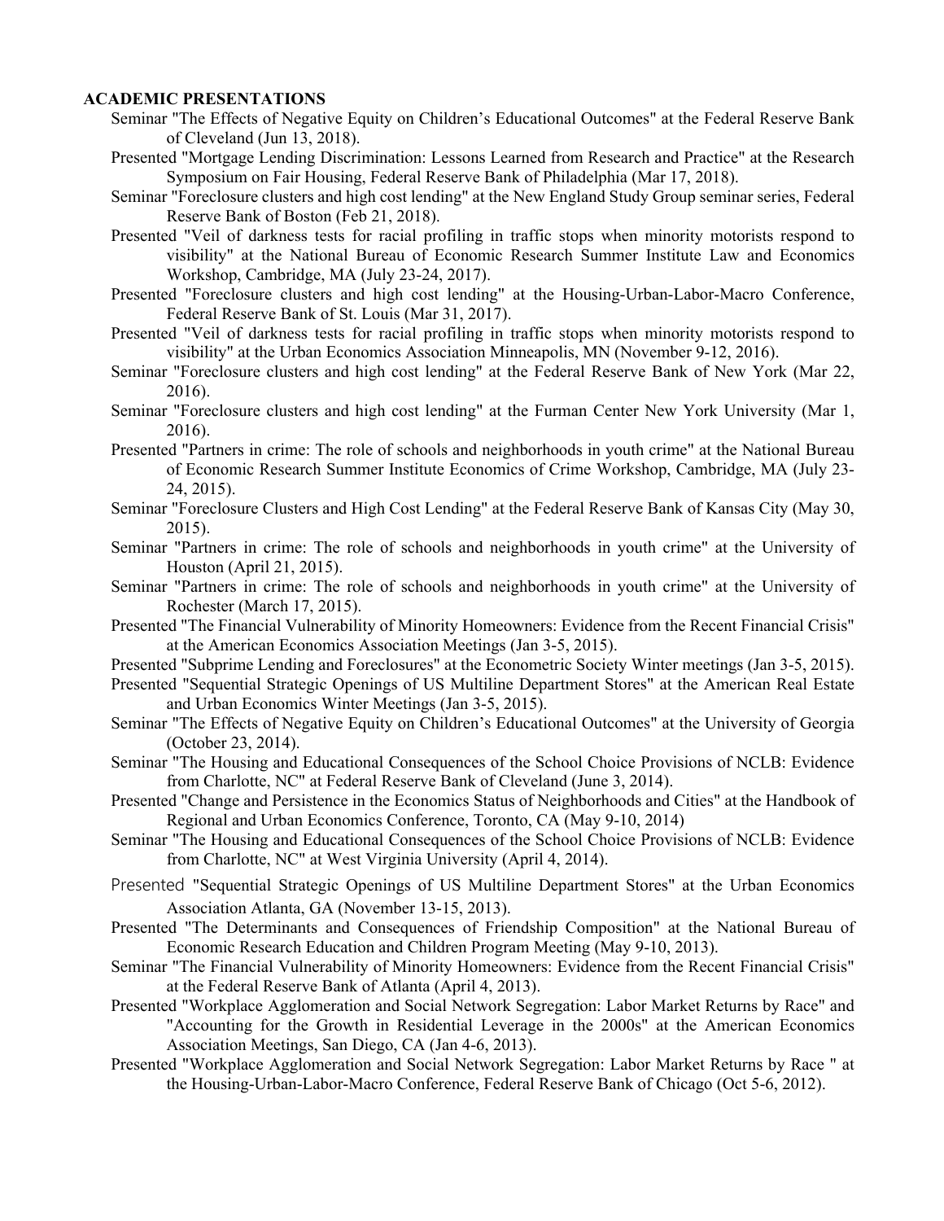**ACADEMIC PRESENTATIONS**

Seminar "The Effects of Negative Equity on Children's Educational Outcomes" at the Federal Reserve Bank of Cleveland (Jun 13, 2018).

Presented "Mortgage Lending Discrimination: Lessons Learned from Research and Practice" at the Research Symposium on Fair Housing, Federal Reserve Bank of Philadelphia (Mar 17, 2018).

Seminar "Foreclosure clusters and high cost lending" at the New England Study Group seminar series, Federal Reserve Bank of Boston (Feb 21, 2018).

Presented "Veil of darkness tests for racial profiling in traffic stops when minority motorists respond to visibility" at the National Bureau of Economic Research Summer Institute Law and Economics Workshop, Cambridge, MA (July 23-24, 2017).

Presented "Foreclosure clusters and high cost lending" at the Housing-Urban-Labor-Macro Conference, Federal Reserve Bank of St. Louis (Mar 31, 2017).

Presented "Veil of darkness tests for racial profiling in traffic stops when minority motorists respond to visibility" at the Urban Economics Association Minneapolis, MN (November 9-12, 2016).

Seminar "Foreclosure clusters and high cost lending" at the Federal Reserve Bank of New York (Mar 22, 2016).

Seminar "Foreclosure clusters and high cost lending" at the Furman Center New York University (Mar 1, 2016).

Presented "Partners in crime: The role of schools and neighborhoods in youth crime" at the National Bureau of Economic Research Summer Institute Economics of Crime Workshop, Cambridge, MA (July 23-24, 2015).

Seminar "Foreclosure Clusters and High Cost Lending" at the Federal Reserve Bank of Kansas City (May 30, 2015).

Seminar "Partners in crime: The role of schools and neighborhoods in youth crime" at the University of Houston (April 21, 2015).

Seminar "Partners in crime: The role of schools and neighborhoods in youth crime" at the University of Rochester (March 17, 2015).

Presented "The Financial Vulnerability of Minority Homeowners: Evidence from the Recent Financial Crisis" at the American Economics Association Meetings (Jan 3-5, 2015).

Presented "Subprime Lending and Foreclosures" at the Econometric Society Winter meetings (Jan 3-5, 2015).

Presented "Sequential Strategic Openings of US Multiline Department Stores" at the American Real Estate and Urban Economics Winter Meetings (Jan 3-5, 2015).

Seminar "The Effects of Negative Equity on Children's Educational Outcomes" at the University of Georgia (October 23, 2014).

Seminar "The Housing and Educational Consequences of the School Choice Provisions of NCLB: Evidence from Charlotte, NC" at Federal Reserve Bank of Cleveland (June 3, 2014).

Presented "Change and Persistence in the Economics Status of Neighborhoods and Cities" at the Handbook of Regional and Urban Economics Conference, Toronto, CA (May 9-10, 2014)

Seminar "The Housing and Educational Consequences of the School Choice Provisions of NCLB: Evidence from Charlotte, NC" at West Virginia University (April 4, 2014).

Presented "Sequential Strategic Openings of US Multiline Department Stores" at the Urban Economics Association Atlanta, GA (November 13-15, 2013).

Presented "The Determinants and Consequences of Friendship Composition" at the National Bureau of Economic Research Education and Children Program Meeting (May 9-10, 2013).

Seminar "The Financial Vulnerability of Minority Homeowners: Evidence from the Recent Financial Crisis" at the Federal Reserve Bank of Atlanta (April 4, 2013).

Presented "Workplace Agglomeration and Social Network Segregation: Labor Market Returns by Race" and "Accounting for the Growth in Residential Leverage in the 2000s" at the American Economics Association Meetings, San Diego, CA (Jan 4-6, 2013).

Presented "Workplace Agglomeration and Social Network Segregation: Labor Market Returns by Race " at the Housing-Urban-Labor-Macro Conference, Federal Reserve Bank of Chicago (Oct 5-6, 2012).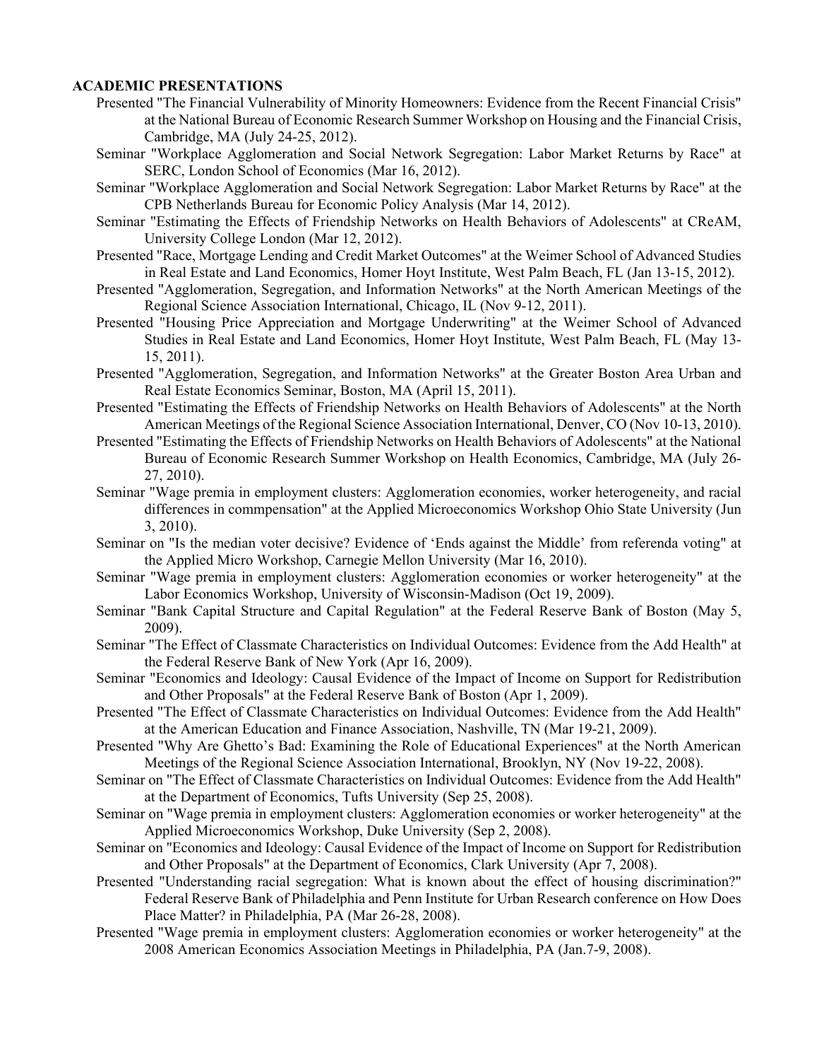**ACADEMIC PRESENTATIONS**

Presented "The Financial Vulnerability of Minority Homeowners: Evidence from the Recent Financial Crisis" at the National Bureau of Economic Research Summer Workshop on Housing and the Financial Crisis, Cambridge, MA (July 24-25, 2012).

Seminar "Workplace Agglomeration and Social Network Segregation: Labor Market Returns by Race" at SERC, London School of Economics (Mar 16, 2012).

Seminar "Workplace Agglomeration and Social Network Segregation: Labor Market Returns by Race" at the CPB Netherlands Bureau for Economic Policy Analysis (Mar 14, 2012).

Seminar "Estimating the Effects of Friendship Networks on Health Behaviors of Adolescents" at CReAM, University College London (Mar 12, 2012).

Presented "Race, Mortgage Lending and Credit Market Outcomes" at the Weimer School of Advanced Studies in Real Estate and Land Economics, Homer Hoyt Institute, West Palm Beach, FL (Jan 13-15, 2012).

Presented "Agglomeration, Segregation, and Information Networks" at the North American Meetings of the Regional Science Association International, Chicago, IL (Nov 9-12, 2011).

Presented "Housing Price Appreciation and Mortgage Underwriting" at the Weimer School of Advanced Studies in Real Estate and Land Economics, Homer Hoyt Institute, West Palm Beach, FL (May 13-15, 2011).

Presented "Agglomeration, Segregation, and Information Networks" at the Greater Boston Area Urban and Real Estate Economics Seminar, Boston, MA (April 15, 2011).

Presented "Estimating the Effects of Friendship Networks on Health Behaviors of Adolescents" at the North American Meetings of the Regional Science Association International, Denver, CO (Nov 10-13, 2010).

Presented "Estimating the Effects of Friendship Networks on Health Behaviors of Adolescents" at the National Bureau of Economic Research Summer Workshop on Health Economics, Cambridge, MA (July 26-27, 2010).

Seminar "Wage premia in employment clusters: Agglomeration economies, worker heterogeneity, and racial differences in commpensation" at the Applied Microeconomics Workshop Ohio State University (Jun 3, 2010).

Seminar on "Is the median voter decisive? Evidence of 'Ends against the Middle' from referenda voting" at the Applied Micro Workshop, Carnegie Mellon University (Mar 16, 2010).

Seminar "Wage premia in employment clusters: Agglomeration economies or worker heterogeneity" at the Labor Economics Workshop, University of Wisconsin-Madison (Oct 19, 2009).

Seminar "Bank Capital Structure and Capital Regulation" at the Federal Reserve Bank of Boston (May 5, 2009).

Seminar "The Effect of Classmate Characteristics on Individual Outcomes: Evidence from the Add Health" at the Federal Reserve Bank of New York (Apr 16, 2009).

Seminar "Economics and Ideology: Causal Evidence of the Impact of Income on Support for Redistribution and Other Proposals" at the Federal Reserve Bank of Boston (Apr 1, 2009).

Presented "The Effect of Classmate Characteristics on Individual Outcomes: Evidence from the Add Health" at the American Education and Finance Association, Nashville, TN (Mar 19-21, 2009).

Presented "Why Are Ghetto's Bad: Examining the Role of Educational Experiences" at the North American Meetings of the Regional Science Association International, Brooklyn, NY (Nov 19-22, 2008).

Seminar on "The Effect of Classmate Characteristics on Individual Outcomes: Evidence from the Add Health" at the Department of Economics, Tufts University (Sep 25, 2008).

Seminar on "Wage premia in employment clusters: Agglomeration economies or worker heterogeneity" at the Applied Microeconomics Workshop, Duke University (Sep 2, 2008).

Seminar on "Economics and Ideology: Causal Evidence of the Impact of Income on Support for Redistribution and Other Proposals" at the Department of Economics, Clark University (Apr 7, 2008).

Presented "Understanding racial segregation: What is known about the effect of housing discrimination?" Federal Reserve Bank of Philadelphia and Penn Institute for Urban Research conference on How Does Place Matter? in Philadelphia, PA (Mar 26-28, 2008).

Presented "Wage premia in employment clusters: Agglomeration economies or worker heterogeneity" at the 2008 American Economics Association Meetings in Philadelphia, PA (Jan.7-9, 2008).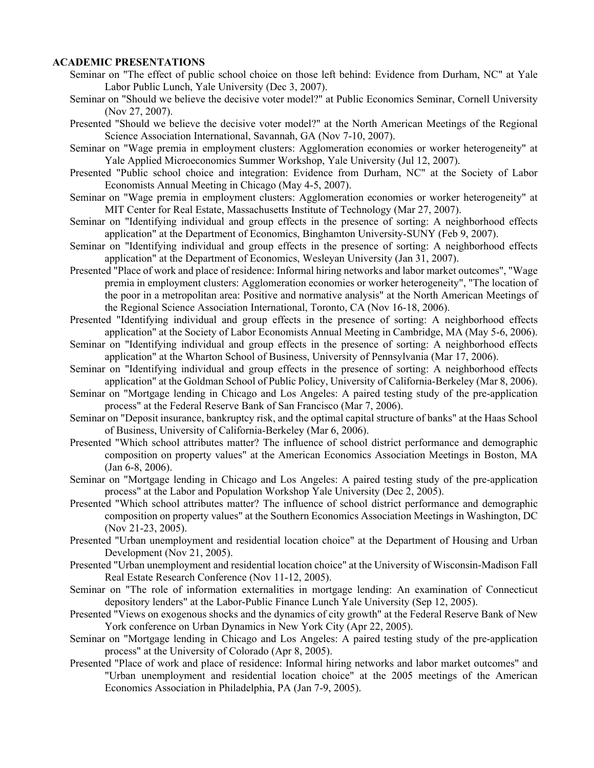**ACADEMIC PRESENTATIONS**

Seminar on "The effect of public school choice on those left behind: Evidence from Durham, NC" at Yale Labor Public Lunch, Yale University (Dec 3, 2007).

Seminar on "Should we believe the decisive voter model?" at Public Economics Seminar, Cornell University (Nov 27, 2007).

Presented "Should we believe the decisive voter model?" at the North American Meetings of the Regional Science Association International, Savannah, GA (Nov 7-10, 2007).

Seminar on "Wage premia in employment clusters: Agglomeration economies or worker heterogeneity" at Yale Applied Microeconomics Summer Workshop, Yale University (Jul 12, 2007).

Presented "Public school choice and integration: Evidence from Durham, NC" at the Society of Labor Economists Annual Meeting in Chicago (May 4-5, 2007).

Seminar on "Wage premia in employment clusters: Agglomeration economies or worker heterogeneity" at MIT Center for Real Estate, Massachusetts Institute of Technology (Mar 27, 2007).

Seminar on "Identifying individual and group effects in the presence of sorting: A neighborhood effects application" at the Department of Economics, Binghamton University-SUNY (Feb 9, 2007).

Seminar on "Identifying individual and group effects in the presence of sorting: A neighborhood effects application" at the Department of Economics, Wesleyan University (Jan 31, 2007).

Presented "Place of work and place of residence: Informal hiring networks and labor market outcomes", "Wage premia in employment clusters: Agglomeration economies or worker heterogeneity", "The location of the poor in a metropolitan area: Positive and normative analysis" at the North American Meetings of the Regional Science Association International, Toronto, CA (Nov 16-18, 2006).

Presented "Identifying individual and group effects in the presence of sorting: A neighborhood effects application" at the Society of Labor Economists Annual Meeting in Cambridge, MA (May 5-6, 2006).

Seminar on "Identifying individual and group effects in the presence of sorting: A neighborhood effects application" at the Wharton School of Business, University of Pennsylvania (Mar 17, 2006).

Seminar on "Identifying individual and group effects in the presence of sorting: A neighborhood effects application" at the Goldman School of Public Policy, University of California-Berkeley (Mar 8, 2006).

Seminar on "Mortgage lending in Chicago and Los Angeles: A paired testing study of the pre-application process" at the Federal Reserve Bank of San Francisco (Mar 7, 2006).

Seminar on "Deposit insurance, bankruptcy risk, and the optimal capital structure of banks" at the Haas School of Business, University of California-Berkeley (Mar 6, 2006).

Presented "Which school attributes matter? The influence of school district performance and demographic composition on property values" at the American Economics Association Meetings in Boston, MA (Jan 6-8, 2006).

Seminar on "Mortgage lending in Chicago and Los Angeles: A paired testing study of the pre-application process" at the Labor and Population Workshop Yale University (Dec 2, 2005).

Presented "Which school attributes matter? The influence of school district performance and demographic composition on property values" at the Southern Economics Association Meetings in Washington, DC (Nov 21-23, 2005).

Presented "Urban unemployment and residential location choice" at the Department of Housing and Urban Development (Nov 21, 2005).

Presented "Urban unemployment and residential location choice" at the University of Wisconsin-Madison Fall Real Estate Research Conference (Nov 11-12, 2005).

Seminar on "The role of information externalities in mortgage lending: An examination of Connecticut depository lenders" at the Labor-Public Finance Lunch Yale University (Sep 12, 2005).

Presented "Views on exogenous shocks and the dynamics of city growth" at the Federal Reserve Bank of New York conference on Urban Dynamics in New York City (Apr 22, 2005).

Seminar on "Mortgage lending in Chicago and Los Angeles: A paired testing study of the pre-application process" at the University of Colorado (Apr 8, 2005).

Presented "Place of work and place of residence: Informal hiring networks and labor market outcomes" and "Urban unemployment and residential location choice" at the 2005 meetings of the American Economics Association in Philadelphia, PA (Jan 7-9, 2005).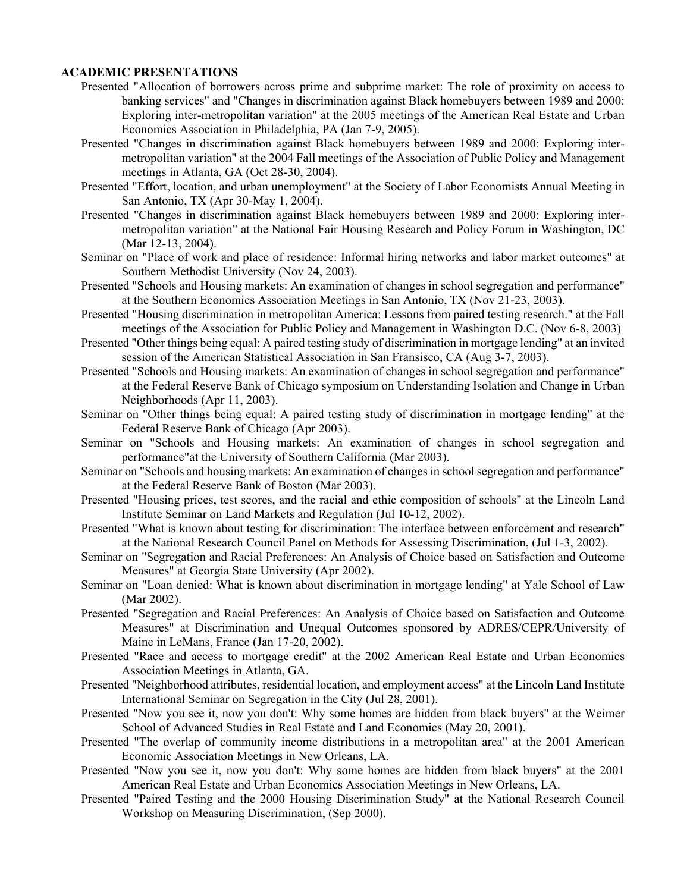**ACADEMIC PRESENTATIONS**

- Presented "Allocation of borrowers across prime and subprime market: The role of proximity on access to banking services" and "Changes in discrimination against Black homebuyers between 1989 and 2000: Exploring inter-metropolitan variation" at the 2005 meetings of the American Real Estate and Urban Economics Association in Philadelphia, PA (Jan 7-9, 2005).
- Presented "Changes in discrimination against Black homebuyers between 1989 and 2000: Exploring inter-metropolitan variation" at the 2004 Fall meetings of the Association of Public Policy and Management meetings in Atlanta, GA (Oct 28-30, 2004).
- Presented "Effort, location, and urban unemployment" at the Society of Labor Economists Annual Meeting in San Antonio, TX (Apr 30-May 1, 2004).
- Presented "Changes in discrimination against Black homebuyers between 1989 and 2000: Exploring inter-metropolitan variation" at the National Fair Housing Research and Policy Forum in Washington, DC (Mar 12-13, 2004).
- Seminar on "Place of work and place of residence: Informal hiring networks and labor market outcomes" at Southern Methodist University (Nov 24, 2003).
- Presented "Schools and Housing markets: An examination of changes in school segregation and performance" at the Southern Economics Association Meetings in San Antonio, TX (Nov 21-23, 2003).
- Presented "Housing discrimination in metropolitan America: Lessons from paired testing research." at the Fall meetings of the Association for Public Policy and Management in Washington D.C. (Nov 6-8, 2003)
- Presented "Other things being equal: A paired testing study of discrimination in mortgage lending" at an invited session of the American Statistical Association in San Fransisco, CA (Aug 3-7, 2003).
- Presented "Schools and Housing markets: An examination of changes in school segregation and performance" at the Federal Reserve Bank of Chicago symposium on Understanding Isolation and Change in Urban Neighborhoods (Apr 11, 2003).
- Seminar on "Other things being equal: A paired testing study of discrimination in mortgage lending" at the Federal Reserve Bank of Chicago (Apr 2003).
- Seminar on "Schools and Housing markets: An examination of changes in school segregation and performance"at the University of Southern California (Mar 2003).
- Seminar on "Schools and housing markets: An examination of changes in school segregation and performance" at the Federal Reserve Bank of Boston (Mar 2003).
- Presented "Housing prices, test scores, and the racial and ethic composition of schools" at the Lincoln Land Institute Seminar on Land Markets and Regulation (Jul 10-12, 2002).
- Presented "What is known about testing for discrimination: The interface between enforcement and research" at the National Research Council Panel on Methods for Assessing Discrimination, (Jul 1-3, 2002).
- Seminar on "Segregation and Racial Preferences: An Analysis of Choice based on Satisfaction and Outcome Measures" at Georgia State University (Apr 2002).
- Seminar on "Loan denied: What is known about discrimination in mortgage lending" at Yale School of Law (Mar 2002).
- Presented "Segregation and Racial Preferences: An Analysis of Choice based on Satisfaction and Outcome Measures" at Discrimination and Unequal Outcomes sponsored by ADRES/CEPR/University of Maine in LeMans, France (Jan 17-20, 2002).
- Presented "Race and access to mortgage credit" at the 2002 American Real Estate and Urban Economics Association Meetings in Atlanta, GA.
- Presented "Neighborhood attributes, residential location, and employment access" at the Lincoln Land Institute International Seminar on Segregation in the City (Jul 28, 2001).
- Presented "Now you see it, now you don't: Why some homes are hidden from black buyers" at the Weimer School of Advanced Studies in Real Estate and Land Economics (May 20, 2001).
- Presented "The overlap of community income distributions in a metropolitan area" at the 2001 American Economic Association Meetings in New Orleans, LA.
- Presented "Now you see it, now you don't: Why some homes are hidden from black buyers" at the 2001 American Real Estate and Urban Economics Association Meetings in New Orleans, LA.
- Presented "Paired Testing and the 2000 Housing Discrimination Study" at the National Research Council Workshop on Measuring Discrimination, (Sep 2000).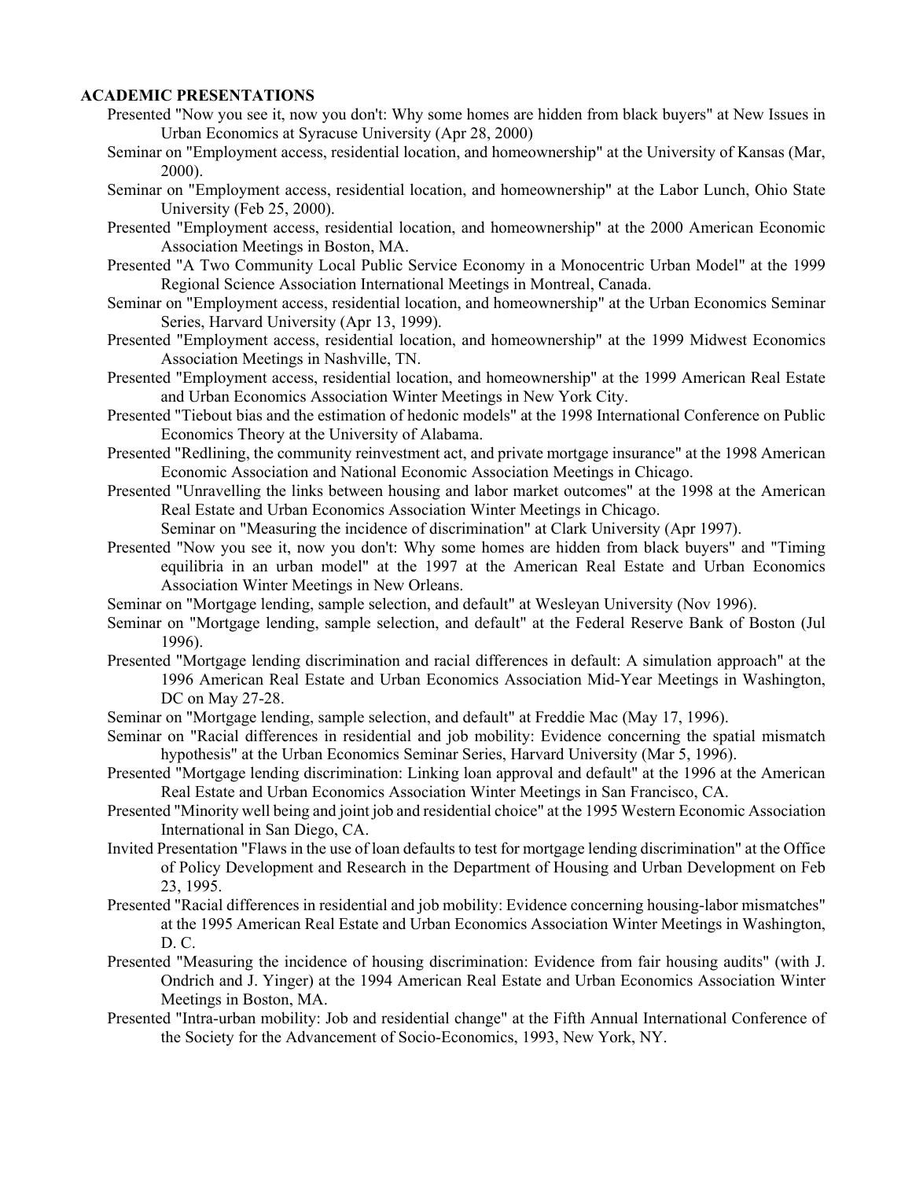**ACADEMIC PRESENTATIONS**

Presented "Now you see it, now you don't: Why some homes are hidden from black buyers" at New Issues in Urban Economics at Syracuse University (Apr 28, 2000)

Seminar on "Employment access, residential location, and homeownership" at the University of Kansas (Mar, 2000).

Seminar on "Employment access, residential location, and homeownership" at the Labor Lunch, Ohio State University (Feb 25, 2000).

Presented "Employment access, residential location, and homeownership" at the 2000 American Economic Association Meetings in Boston, MA.

Presented "A Two Community Local Public Service Economy in a Monocentric Urban Model" at the 1999 Regional Science Association International Meetings in Montreal, Canada.

Seminar on "Employment access, residential location, and homeownership" at the Urban Economics Seminar Series, Harvard University (Apr 13, 1999).

Presented "Employment access, residential location, and homeownership" at the 1999 Midwest Economics Association Meetings in Nashville, TN.

Presented "Employment access, residential location, and homeownership" at the 1999 American Real Estate and Urban Economics Association Winter Meetings in New York City.

Presented "Tiebout bias and the estimation of hedonic models" at the 1998 International Conference on Public Economics Theory at the University of Alabama.

Presented "Redlining, the community reinvestment act, and private mortgage insurance" at the 1998 American Economic Association and National Economic Association Meetings in Chicago.

Presented "Unravelling the links between housing and labor market outcomes" at the 1998 at the American Real Estate and Urban Economics Association Winter Meetings in Chicago.

Seminar on "Measuring the incidence of discrimination" at Clark University (Apr 1997).

Presented "Now you see it, now you don't: Why some homes are hidden from black buyers" and "Timing equilibria in an urban model" at the 1997 at the American Real Estate and Urban Economics Association Winter Meetings in New Orleans.

Seminar on "Mortgage lending, sample selection, and default" at Wesleyan University (Nov 1996).

Seminar on "Mortgage lending, sample selection, and default" at the Federal Reserve Bank of Boston (Jul 1996).

Presented "Mortgage lending discrimination and racial differences in default: A simulation approach" at the 1996 American Real Estate and Urban Economics Association Mid-Year Meetings in Washington, DC on May 27-28.

Seminar on "Mortgage lending, sample selection, and default" at Freddie Mac (May 17, 1996).

Seminar on "Racial differences in residential and job mobility: Evidence concerning the spatial mismatch hypothesis" at the Urban Economics Seminar Series, Harvard University (Mar 5, 1996).

Presented "Mortgage lending discrimination: Linking loan approval and default" at the 1996 at the American Real Estate and Urban Economics Association Winter Meetings in San Francisco, CA.

Presented "Minority well being and joint job and residential choice" at the 1995 Western Economic Association International in San Diego, CA.

Invited Presentation "Flaws in the use of loan defaults to test for mortgage lending discrimination" at the Office of Policy Development and Research in the Department of Housing and Urban Development on Feb 23, 1995.

Presented "Racial differences in residential and job mobility: Evidence concerning housing-labor mismatches" at the 1995 American Real Estate and Urban Economics Association Winter Meetings in Washington, D. C.

Presented "Measuring the incidence of housing discrimination: Evidence from fair housing audits" (with J. Ondrich and J. Yinger) at the 1994 American Real Estate and Urban Economics Association Winter Meetings in Boston, MA.

Presented "Intra-urban mobility: Job and residential change" at the Fifth Annual International Conference of the Society for the Advancement of Socio-Economics, 1993, New York, NY.